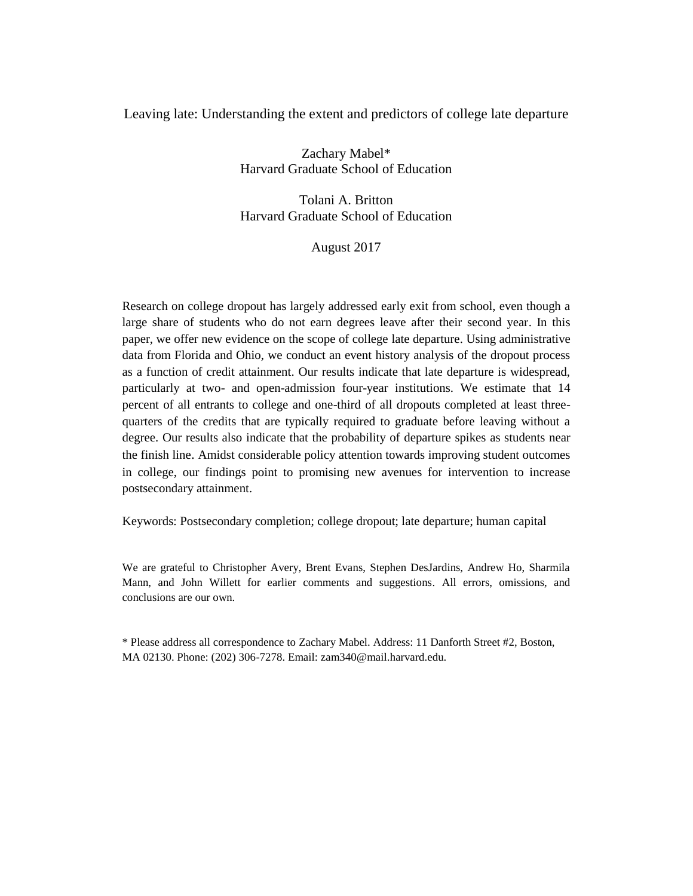# Leaving late: Understanding the extent and predictors of college late departure

Zachary Mabel*
Harvard Graduate School of Education

Tolani A. Britton
Harvard Graduate School of Education

August 2017

Research on college dropout has largely addressed early exit from school, even though a large share of students who do not earn degrees leave after their second year. In this paper, we offer new evidence on the scope of college late departure. Using administrative data from Florida and Ohio, we conduct an event history analysis of the dropout process as a function of credit attainment. Our results indicate that late departure is widespread, particularly at two- and open-admission four-year institutions. We estimate that 14 percent of all entrants to college and one-third of all dropouts completed at least three-quarters of the credits that are typically required to graduate before leaving without a degree. Our results also indicate that the probability of departure spikes as students near the finish line. Amidst considerable policy attention towards improving student outcomes in college, our findings point to promising new avenues for intervention to increase postsecondary attainment.

Keywords: Postsecondary completion; college dropout; late departure; human capital

We are grateful to Christopher Avery, Brent Evans, Stephen DesJardins, Andrew Ho, Sharmila Mann, and John Willett for earlier comments and suggestions. All errors, omissions, and conclusions are our own.

* Please address all correspondence to Zachary Mabel. Address: 11 Danforth Street #2, Boston, MA 02130. Phone: (202) 306-7278. Email: zam340@mail.harvard.edu.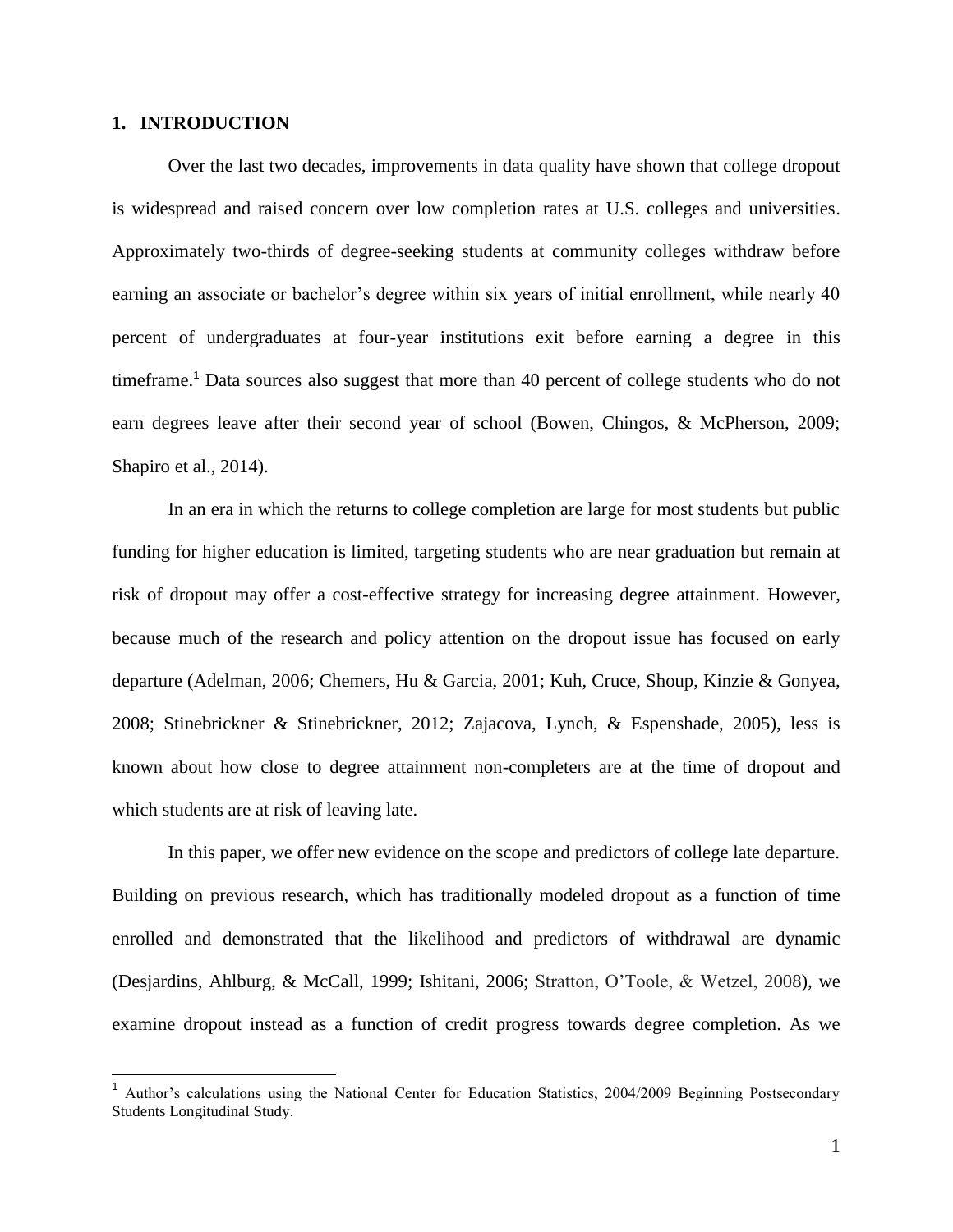## 1. INTRODUCTION

Over the last two decades, improvements in data quality have shown that college dropout is widespread and raised concern over low completion rates at U.S. colleges and universities. Approximately two-thirds of degree-seeking students at community colleges withdraw before earning an associate or bachelor's degree within six years of initial enrollment, while nearly 40 percent of undergraduates at four-year institutions exit before earning a degree in this timeframe.[1] Data sources also suggest that more than 40 percent of college students who do not earn degrees leave after their second year of school (Bowen, Chingos, & McPherson, 2009; Shapiro et al., 2014).

In an era in which the returns to college completion are large for most students but public funding for higher education is limited, targeting students who are near graduation but remain at risk of dropout may offer a cost-effective strategy for increasing degree attainment. However, because much of the research and policy attention on the dropout issue has focused on early departure (Adelman, 2006; Chemers, Hu & Garcia, 2001; Kuh, Cruce, Shoup, Kinzie & Gonyea, 2008; Stinebrickner & Stinebrickner, 2012; Zajacova, Lynch, & Espenshade, 2005), less is known about how close to degree attainment non-completers are at the time of dropout and which students are at risk of leaving late.

In this paper, we offer new evidence on the scope and predictors of college late departure. Building on previous research, which has traditionally modeled dropout as a function of time enrolled and demonstrated that the likelihood and predictors of withdrawal are dynamic (Desjardins, Ahlburg, & McCall, 1999; Ishitani, 2006; Stratton, O'Toole, & Wetzel, 2008), we examine dropout instead as a function of credit progress towards degree completion. As we

[1] Author's calculations using the National Center for Education Statistics, 2004/2009 Beginning Postsecondary Students Longitudinal Study.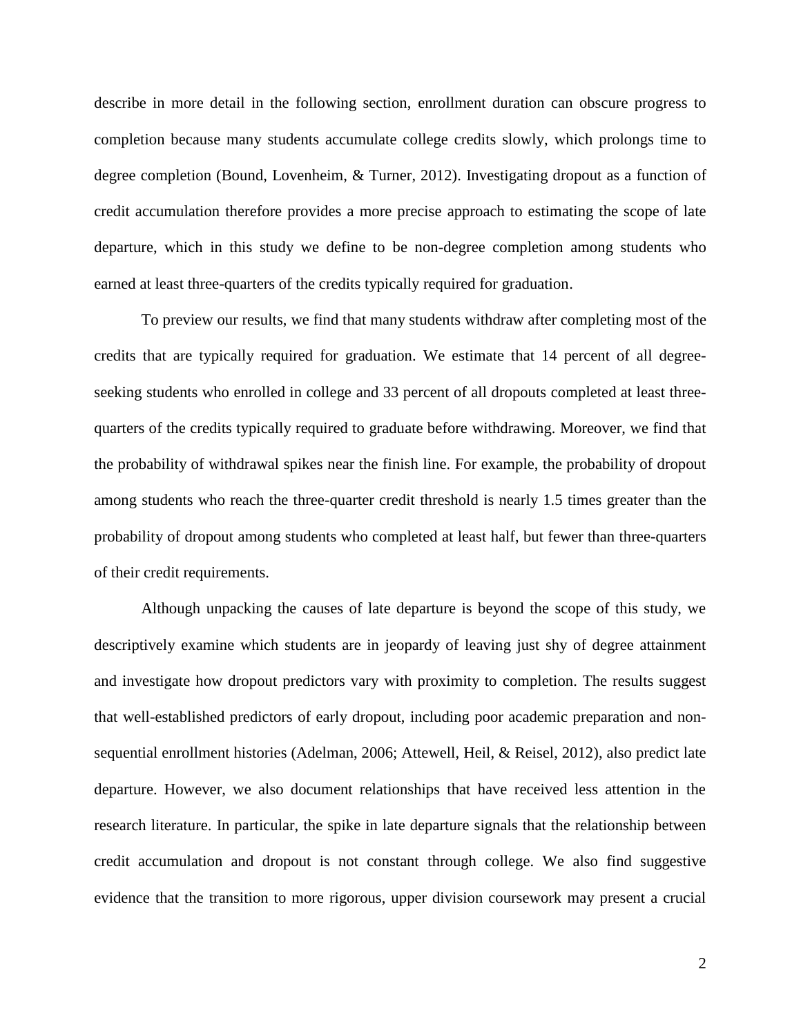describe in more detail in the following section, enrollment duration can obscure progress to completion because many students accumulate college credits slowly, which prolongs time to degree completion (Bound, Lovenheim, & Turner, 2012). Investigating dropout as a function of credit accumulation therefore provides a more precise approach to estimating the scope of late departure, which in this study we define to be non-degree completion among students who earned at least three-quarters of the credits typically required for graduation.

To preview our results, we find that many students withdraw after completing most of the credits that are typically required for graduation. We estimate that 14 percent of all degree-seeking students who enrolled in college and 33 percent of all dropouts completed at least three-quarters of the credits typically required to graduate before withdrawing. Moreover, we find that the probability of withdrawal spikes near the finish line. For example, the probability of dropout among students who reach the three-quarter credit threshold is nearly 1.5 times greater than the probability of dropout among students who completed at least half, but fewer than three-quarters of their credit requirements.

Although unpacking the causes of late departure is beyond the scope of this study, we descriptively examine which students are in jeopardy of leaving just shy of degree attainment and investigate how dropout predictors vary with proximity to completion. The results suggest that well-established predictors of early dropout, including poor academic preparation and non-sequential enrollment histories (Adelman, 2006; Attewell, Heil, & Reisel, 2012), also predict late departure. However, we also document relationships that have received less attention in the research literature. In particular, the spike in late departure signals that the relationship between credit accumulation and dropout is not constant through college. We also find suggestive evidence that the transition to more rigorous, upper division coursework may present a crucial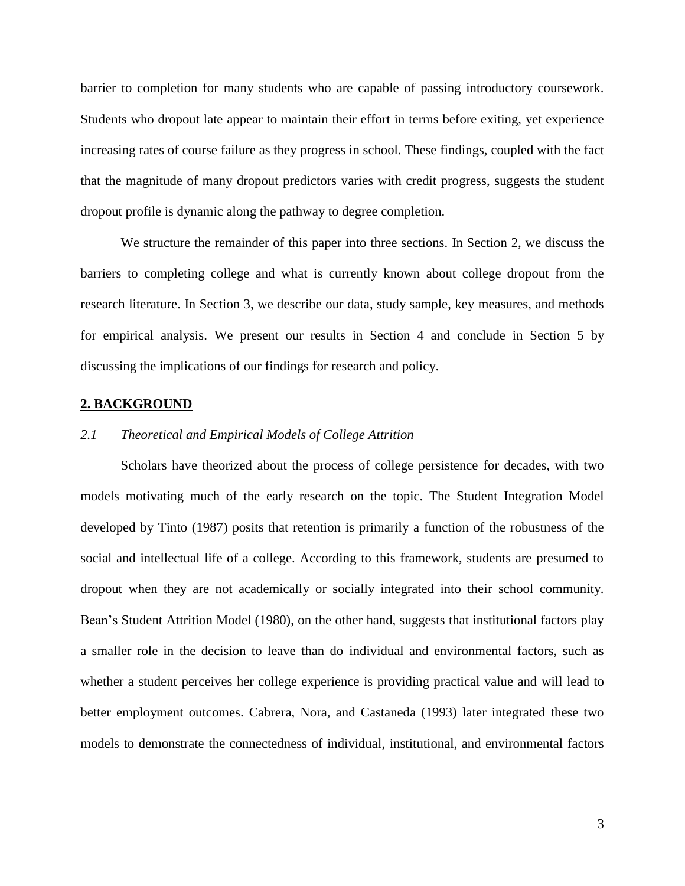barrier to completion for many students who are capable of passing introductory coursework. Students who dropout late appear to maintain their effort in terms before exiting, yet experience increasing rates of course failure as they progress in school. These findings, coupled with the fact that the magnitude of many dropout predictors varies with credit progress, suggests the student dropout profile is dynamic along the pathway to degree completion.

We structure the remainder of this paper into three sections. In Section 2, we discuss the barriers to completing college and what is currently known about college dropout from the research literature. In Section 3, we describe our data, study sample, key measures, and methods for empirical analysis. We present our results in Section 4 and conclude in Section 5 by discussing the implications of our findings for research and policy.

## 2. BACKGROUND

### *2.1 Theoretical and Empirical Models of College Attrition*

Scholars have theorized about the process of college persistence for decades, with two models motivating much of the early research on the topic. The Student Integration Model developed by Tinto (1987) posits that retention is primarily a function of the robustness of the social and intellectual life of a college. According to this framework, students are presumed to dropout when they are not academically or socially integrated into their school community. Bean's Student Attrition Model (1980), on the other hand, suggests that institutional factors play a smaller role in the decision to leave than do individual and environmental factors, such as whether a student perceives her college experience is providing practical value and will lead to better employment outcomes. Cabrera, Nora, and Castaneda (1993) later integrated these two models to demonstrate the connectedness of individual, institutional, and environmental factors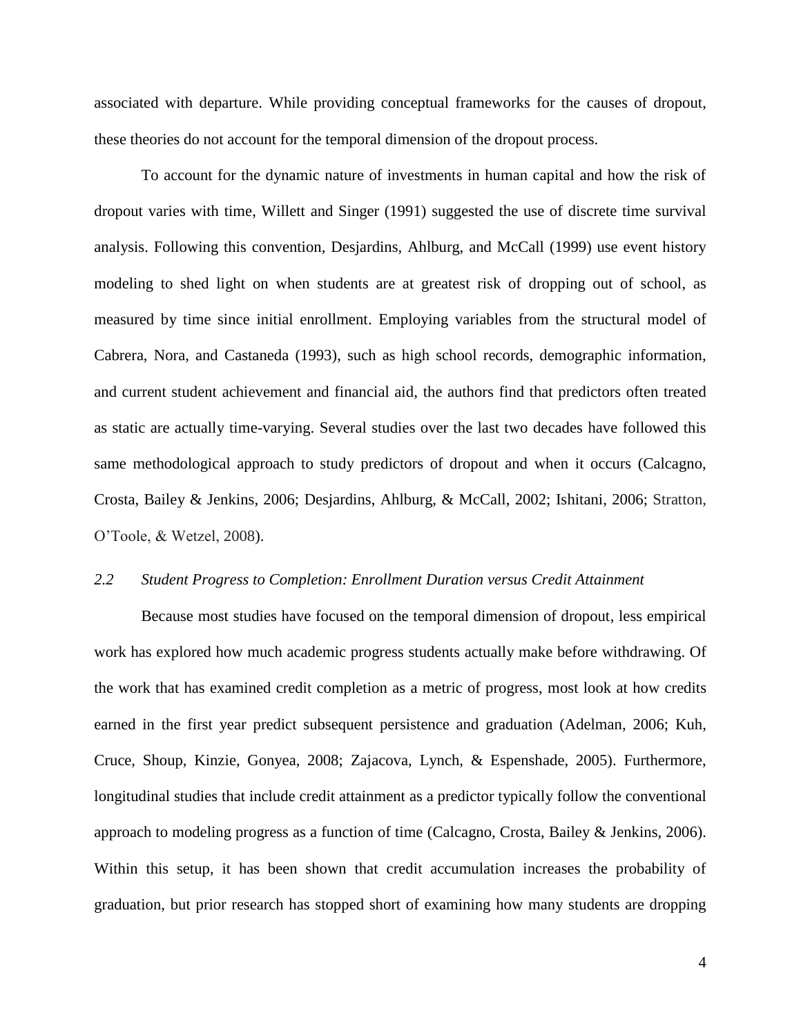associated with departure. While providing conceptual frameworks for the causes of dropout, these theories do not account for the temporal dimension of the dropout process.

To account for the dynamic nature of investments in human capital and how the risk of dropout varies with time, Willett and Singer (1991) suggested the use of discrete time survival analysis. Following this convention, Desjardins, Ahlburg, and McCall (1999) use event history modeling to shed light on when students are at greatest risk of dropping out of school, as measured by time since initial enrollment. Employing variables from the structural model of Cabrera, Nora, and Castaneda (1993), such as high school records, demographic information, and current student achievement and financial aid, the authors find that predictors often treated as static are actually time-varying. Several studies over the last two decades have followed this same methodological approach to study predictors of dropout and when it occurs (Calcagno, Crosta, Bailey & Jenkins, 2006; Desjardins, Ahlburg, & McCall, 2002; Ishitani, 2006; Stratton, O'Toole, & Wetzel, 2008).

### *2.2 Student Progress to Completion: Enrollment Duration versus Credit Attainment*

Because most studies have focused on the temporal dimension of dropout, less empirical work has explored how much academic progress students actually make before withdrawing. Of the work that has examined credit completion as a metric of progress, most look at how credits earned in the first year predict subsequent persistence and graduation (Adelman, 2006; Kuh, Cruce, Shoup, Kinzie, Gonyea, 2008; Zajacova, Lynch, & Espenshade, 2005). Furthermore, longitudinal studies that include credit attainment as a predictor typically follow the conventional approach to modeling progress as a function of time (Calcagno, Crosta, Bailey & Jenkins, 2006). Within this setup, it has been shown that credit accumulation increases the probability of graduation, but prior research has stopped short of examining how many students are dropping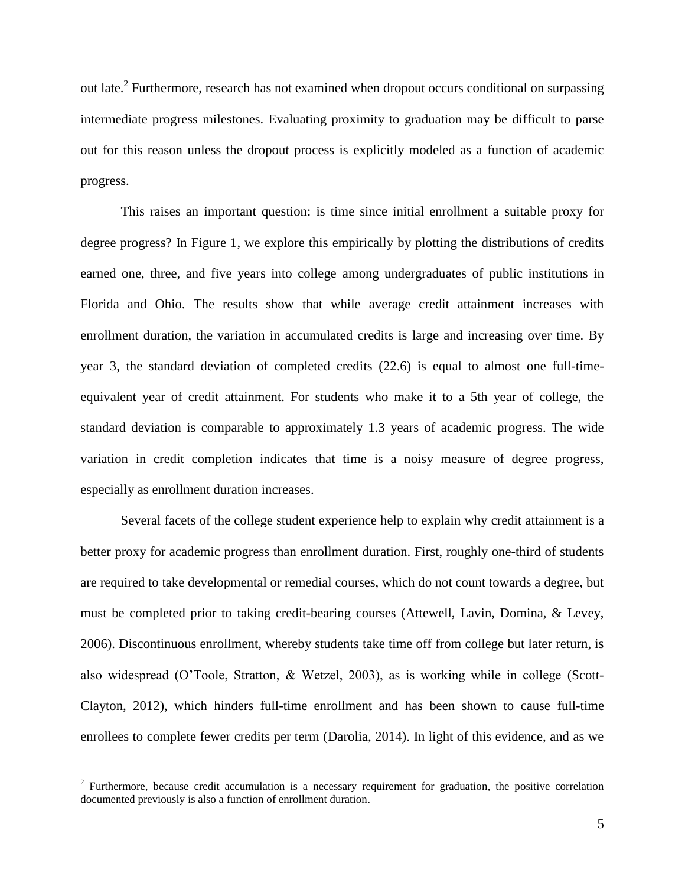out late.[2] Furthermore, research has not examined when dropout occurs conditional on surpassing intermediate progress milestones. Evaluating proximity to graduation may be difficult to parse out for this reason unless the dropout process is explicitly modeled as a function of academic progress.

This raises an important question: is time since initial enrollment a suitable proxy for degree progress? In Figure 1, we explore this empirically by plotting the distributions of credits earned one, three, and five years into college among undergraduates of public institutions in Florida and Ohio. The results show that while average credit attainment increases with enrollment duration, the variation in accumulated credits is large and increasing over time. By year 3, the standard deviation of completed credits (22.6) is equal to almost one full-time-equivalent year of credit attainment. For students who make it to a 5th year of college, the standard deviation is comparable to approximately 1.3 years of academic progress. The wide variation in credit completion indicates that time is a noisy measure of degree progress, especially as enrollment duration increases.

Several facets of the college student experience help to explain why credit attainment is a better proxy for academic progress than enrollment duration. First, roughly one-third of students are required to take developmental or remedial courses, which do not count towards a degree, but must be completed prior to taking credit-bearing courses (Attewell, Lavin, Domina, & Levey, 2006). Discontinuous enrollment, whereby students take time off from college but later return, is also widespread (O'Toole, Stratton, & Wetzel, 2003), as is working while in college (Scott-Clayton, 2012), which hinders full-time enrollment and has been shown to cause full-time enrollees to complete fewer credits per term (Darolia, 2014). In light of this evidence, and as we

[2] Furthermore, because credit accumulation is a necessary requirement for graduation, the positive correlation documented previously is also a function of enrollment duration.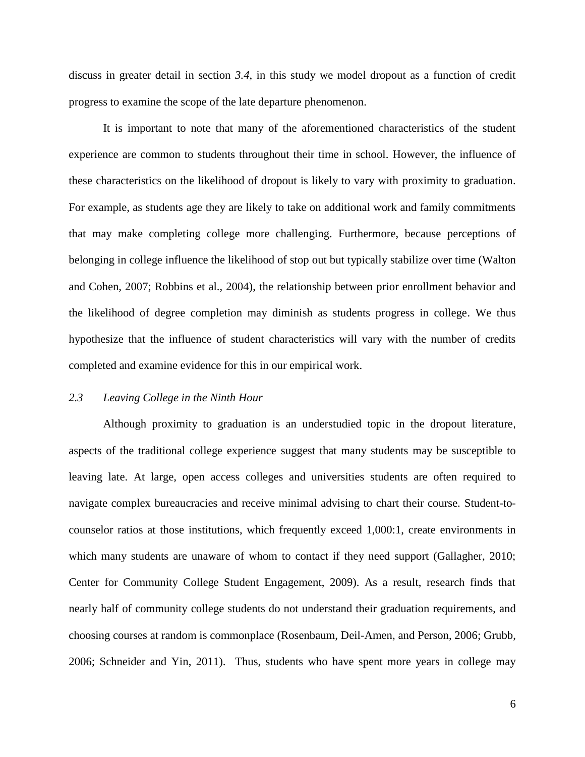discuss in greater detail in section *3.4*, in this study we model dropout as a function of credit progress to examine the scope of the late departure phenomenon.

It is important to note that many of the aforementioned characteristics of the student experience are common to students throughout their time in school. However, the influence of these characteristics on the likelihood of dropout is likely to vary with proximity to graduation. For example, as students age they are likely to take on additional work and family commitments that may make completing college more challenging. Furthermore, because perceptions of belonging in college influence the likelihood of stop out but typically stabilize over time (Walton and Cohen, 2007; Robbins et al., 2004), the relationship between prior enrollment behavior and the likelihood of degree completion may diminish as students progress in college. We thus hypothesize that the influence of student characteristics will vary with the number of credits completed and examine evidence for this in our empirical work.

### *2.3 Leaving College in the Ninth Hour*

Although proximity to graduation is an understudied topic in the dropout literature, aspects of the traditional college experience suggest that many students may be susceptible to leaving late. At large, open access colleges and universities students are often required to navigate complex bureaucracies and receive minimal advising to chart their course. Student-to-counselor ratios at those institutions, which frequently exceed 1,000:1, create environments in which many students are unaware of whom to contact if they need support (Gallagher, 2010; Center for Community College Student Engagement, 2009). As a result, research finds that nearly half of community college students do not understand their graduation requirements, and choosing courses at random is commonplace (Rosenbaum, Deil-Amen, and Person, 2006; Grubb, 2006; Schneider and Yin, 2011). Thus, students who have spent more years in college may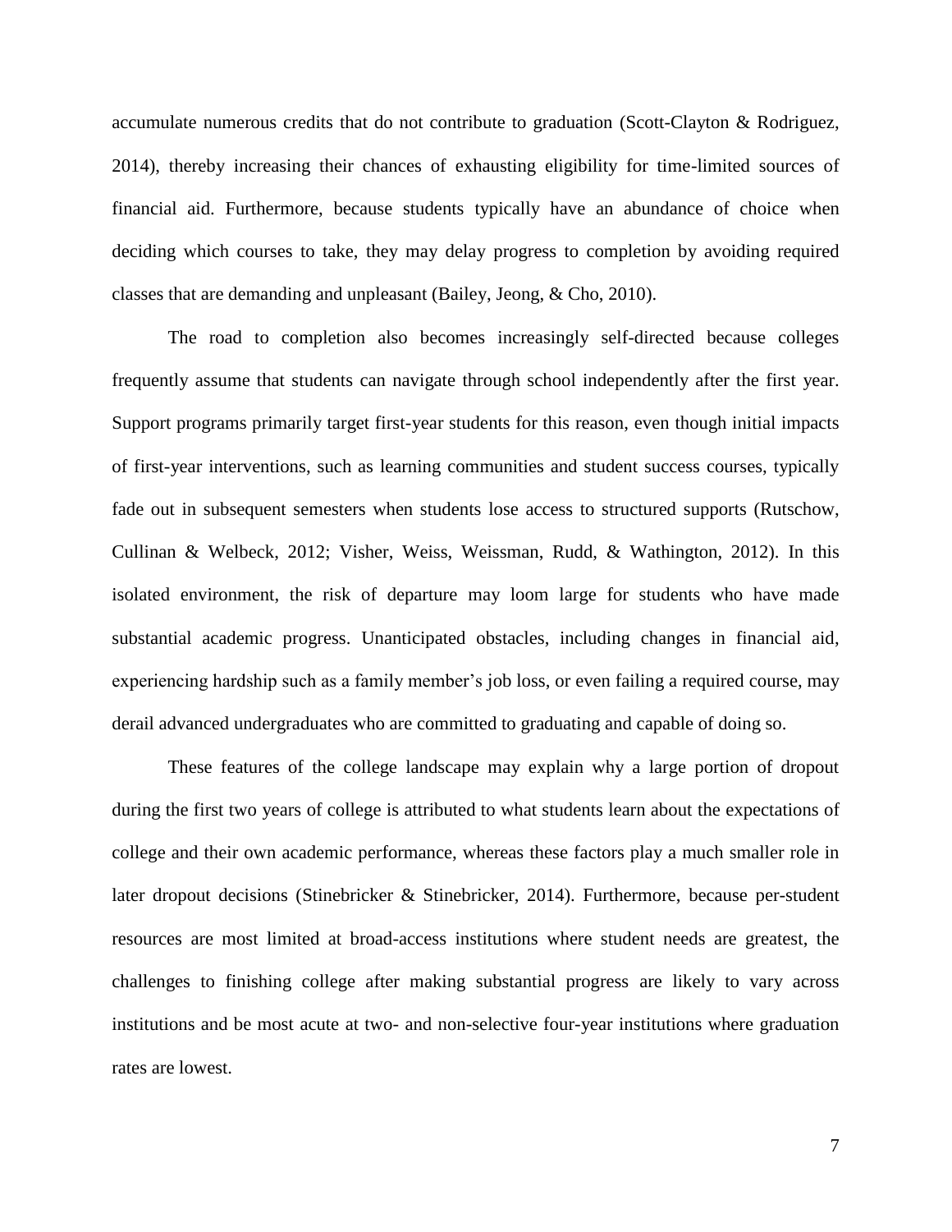accumulate numerous credits that do not contribute to graduation (Scott-Clayton & Rodriguez, 2014), thereby increasing their chances of exhausting eligibility for time-limited sources of financial aid. Furthermore, because students typically have an abundance of choice when deciding which courses to take, they may delay progress to completion by avoiding required classes that are demanding and unpleasant (Bailey, Jeong, & Cho, 2010).

The road to completion also becomes increasingly self-directed because colleges frequently assume that students can navigate through school independently after the first year. Support programs primarily target first-year students for this reason, even though initial impacts of first-year interventions, such as learning communities and student success courses, typically fade out in subsequent semesters when students lose access to structured supports (Rutschow, Cullinan & Welbeck, 2012; Visher, Weiss, Weissman, Rudd, & Wathington, 2012). In this isolated environment, the risk of departure may loom large for students who have made substantial academic progress. Unanticipated obstacles, including changes in financial aid, experiencing hardship such as a family member's job loss, or even failing a required course, may derail advanced undergraduates who are committed to graduating and capable of doing so.

These features of the college landscape may explain why a large portion of dropout during the first two years of college is attributed to what students learn about the expectations of college and their own academic performance, whereas these factors play a much smaller role in later dropout decisions (Stinebricker & Stinebricker, 2014). Furthermore, because per-student resources are most limited at broad-access institutions where student needs are greatest, the challenges to finishing college after making substantial progress are likely to vary across institutions and be most acute at two- and non-selective four-year institutions where graduation rates are lowest.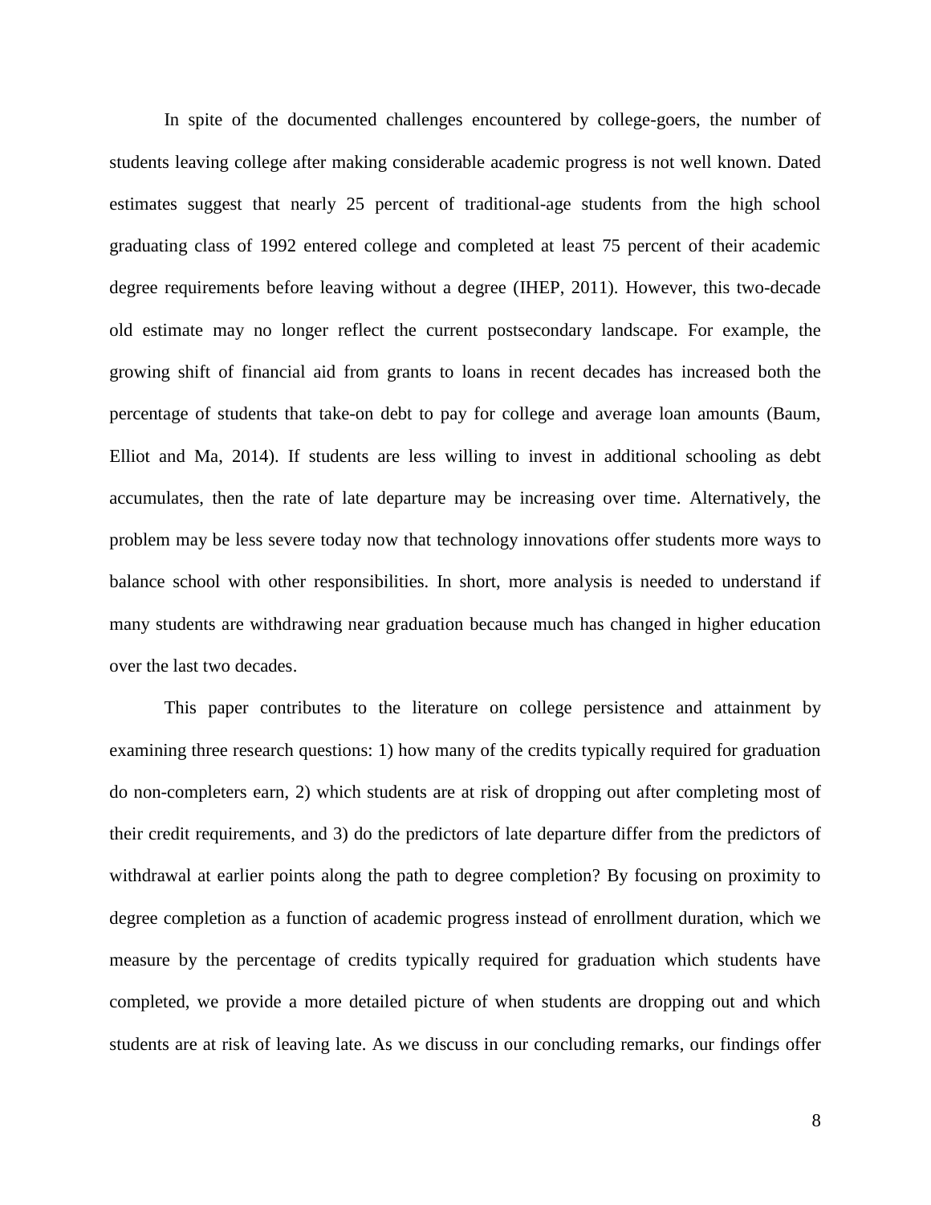In spite of the documented challenges encountered by college-goers, the number of students leaving college after making considerable academic progress is not well known. Dated estimates suggest that nearly 25 percent of traditional-age students from the high school graduating class of 1992 entered college and completed at least 75 percent of their academic degree requirements before leaving without a degree (IHEP, 2011). However, this two-decade old estimate may no longer reflect the current postsecondary landscape. For example, the growing shift of financial aid from grants to loans in recent decades has increased both the percentage of students that take-on debt to pay for college and average loan amounts (Baum, Elliot and Ma, 2014). If students are less willing to invest in additional schooling as debt accumulates, then the rate of late departure may be increasing over time. Alternatively, the problem may be less severe today now that technology innovations offer students more ways to balance school with other responsibilities. In short, more analysis is needed to understand if many students are withdrawing near graduation because much has changed in higher education over the last two decades.

This paper contributes to the literature on college persistence and attainment by examining three research questions: 1) how many of the credits typically required for graduation do non-completers earn, 2) which students are at risk of dropping out after completing most of their credit requirements, and 3) do the predictors of late departure differ from the predictors of withdrawal at earlier points along the path to degree completion? By focusing on proximity to degree completion as a function of academic progress instead of enrollment duration, which we measure by the percentage of credits typically required for graduation which students have completed, we provide a more detailed picture of when students are dropping out and which students are at risk of leaving late. As we discuss in our concluding remarks, our findings offer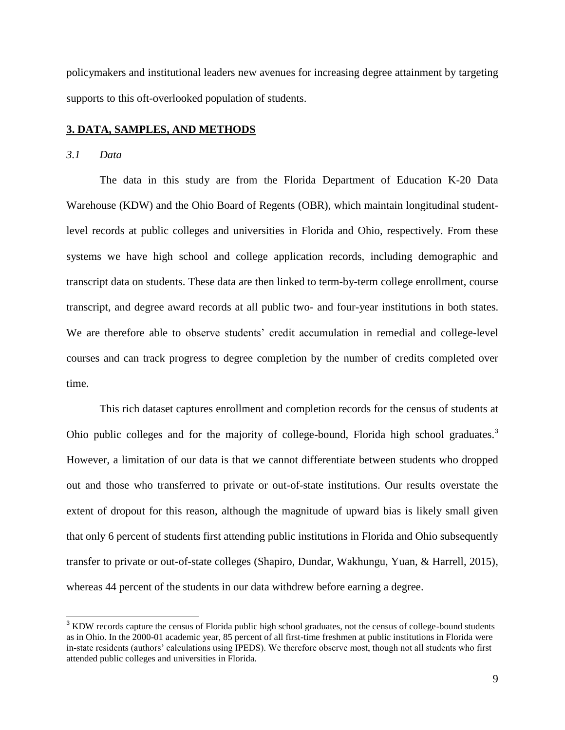policymakers and institutional leaders new avenues for increasing degree attainment by targeting supports to this oft-overlooked population of students.

## **3. DATA, SAMPLES, AND METHODS**

### *3.1 Data*

The data in this study are from the Florida Department of Education K-20 Data Warehouse (KDW) and the Ohio Board of Regents (OBR), which maintain longitudinal student-level records at public colleges and universities in Florida and Ohio, respectively. From these systems we have high school and college application records, including demographic and transcript data on students. These data are then linked to term-by-term college enrollment, course transcript, and degree award records at all public two- and four-year institutions in both states. We are therefore able to observe students' credit accumulation in remedial and college-level courses and can track progress to degree completion by the number of credits completed over time.

This rich dataset captures enrollment and completion records for the census of students at Ohio public colleges and for the majority of college-bound, Florida high school graduates.[3] However, a limitation of our data is that we cannot differentiate between students who dropped out and those who transferred to private or out-of-state institutions. Our results overstate the extent of dropout for this reason, although the magnitude of upward bias is likely small given that only 6 percent of students first attending public institutions in Florida and Ohio subsequently transfer to private or out-of-state colleges (Shapiro, Dundar, Wakhungu, Yuan, & Harrell, 2015), whereas 44 percent of the students in our data withdrew before earning a degree.

[3] KDW records capture the census of Florida public high school graduates, not the census of college-bound students as in Ohio. In the 2000-01 academic year, 85 percent of all first-time freshmen at public institutions in Florida were in-state residents (authors' calculations using IPEDS). We therefore observe most, though not all students who first attended public colleges and universities in Florida.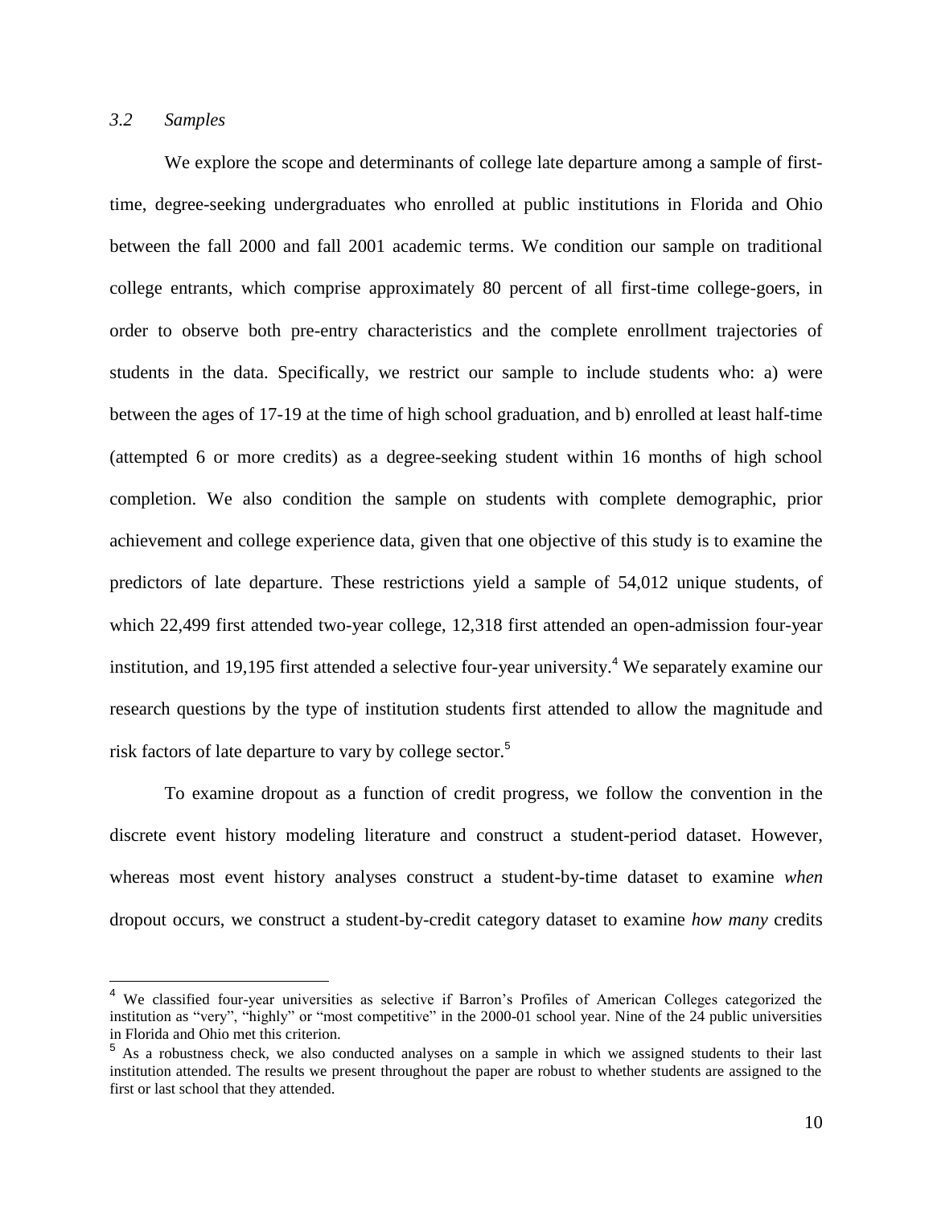### *3.2 Samples*

We explore the scope and determinants of college late departure among a sample of first-time, degree-seeking undergraduates who enrolled at public institutions in Florida and Ohio between the fall 2000 and fall 2001 academic terms. We condition our sample on traditional college entrants, which comprise approximately 80 percent of all first-time college-goers, in order to observe both pre-entry characteristics and the complete enrollment trajectories of students in the data. Specifically, we restrict our sample to include students who: a) were between the ages of 17-19 at the time of high school graduation, and b) enrolled at least half-time (attempted 6 or more credits) as a degree-seeking student within 16 months of high school completion. We also condition the sample on students with complete demographic, prior achievement and college experience data, given that one objective of this study is to examine the predictors of late departure. These restrictions yield a sample of 54,012 unique students, of which 22,499 first attended two-year college, 12,318 first attended an open-admission four-year institution, and 19,195 first attended a selective four-year university.[4] We separately examine our research questions by the type of institution students first attended to allow the magnitude and risk factors of late departure to vary by college sector.[5]

To examine dropout as a function of credit progress, we follow the convention in the discrete event history modeling literature and construct a student-period dataset. However, whereas most event history analyses construct a student-by-time dataset to examine *when* dropout occurs, we construct a student-by-credit category dataset to examine *how many* credits

---

[4] We classified four-year universities as selective if Barron's Profiles of American Colleges categorized the institution as "very", "highly" or "most competitive" in the 2000-01 school year. Nine of the 24 public universities in Florida and Ohio met this criterion.

[5] As a robustness check, we also conducted analyses on a sample in which we assigned students to their last institution attended. The results we present throughout the paper are robust to whether students are assigned to the first or last school that they attended.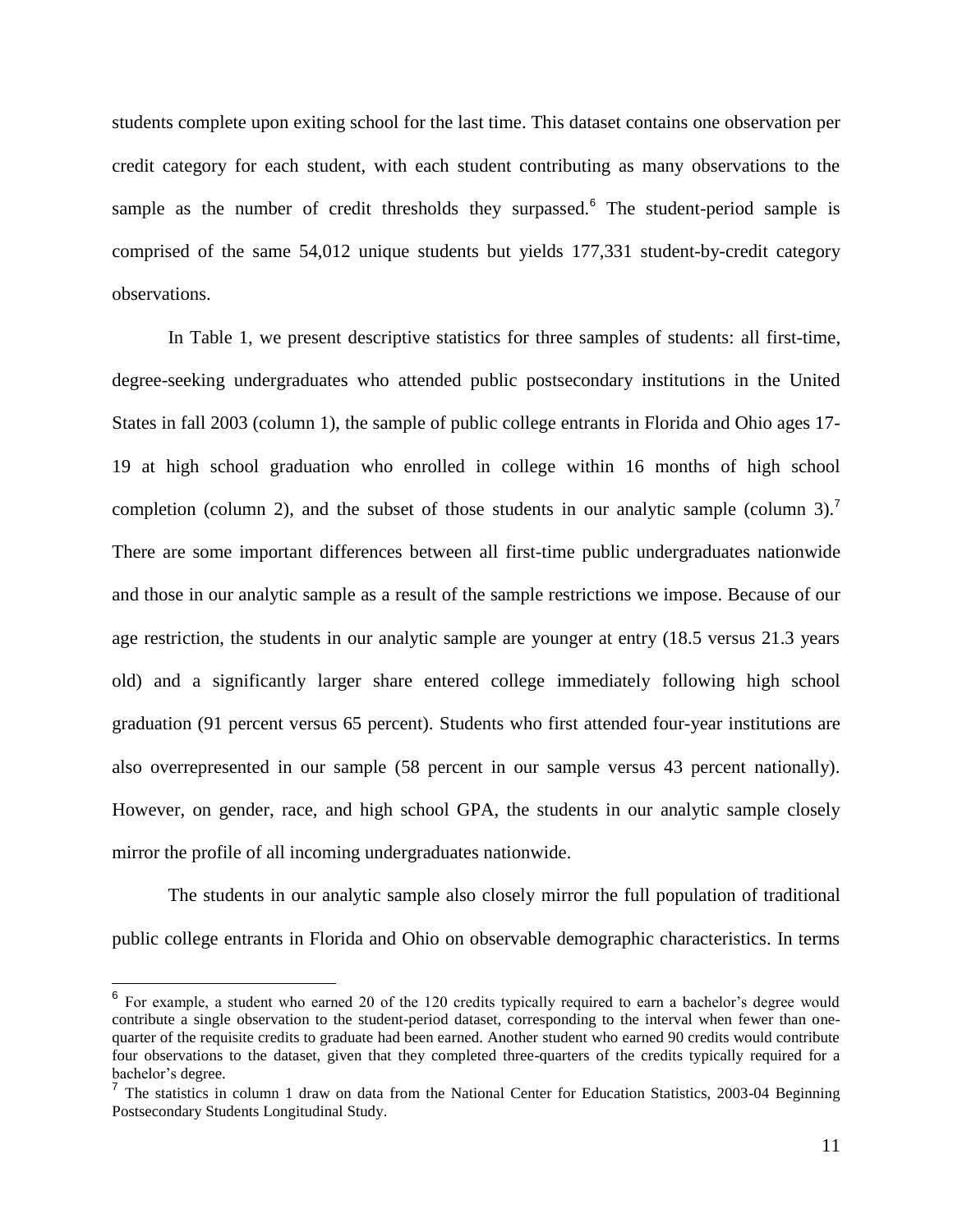students complete upon exiting school for the last time. This dataset contains one observation per credit category for each student, with each student contributing as many observations to the sample as the number of credit thresholds they surpassed.[6] The student-period sample is comprised of the same 54,012 unique students but yields 177,331 student-by-credit category observations.

In Table 1, we present descriptive statistics for three samples of students: all first-time, degree-seeking undergraduates who attended public postsecondary institutions in the United States in fall 2003 (column 1), the sample of public college entrants in Florida and Ohio ages 17-19 at high school graduation who enrolled in college within 16 months of high school completion (column 2), and the subset of those students in our analytic sample (column 3).[7] There are some important differences between all first-time public undergraduates nationwide and those in our analytic sample as a result of the sample restrictions we impose. Because of our age restriction, the students in our analytic sample are younger at entry (18.5 versus 21.3 years old) and a significantly larger share entered college immediately following high school graduation (91 percent versus 65 percent). Students who first attended four-year institutions are also overrepresented in our sample (58 percent in our sample versus 43 percent nationally). However, on gender, race, and high school GPA, the students in our analytic sample closely mirror the profile of all incoming undergraduates nationwide.

The students in our analytic sample also closely mirror the full population of traditional public college entrants in Florida and Ohio on observable demographic characteristics. In terms

---

[6] For example, a student who earned 20 of the 120 credits typically required to earn a bachelor's degree would contribute a single observation to the student-period dataset, corresponding to the interval when fewer than one-quarter of the requisite credits to graduate had been earned. Another student who earned 90 credits would contribute four observations to the dataset, given that they completed three-quarters of the credits typically required for a bachelor's degree.

[7] The statistics in column 1 draw on data from the National Center for Education Statistics, 2003-04 Beginning Postsecondary Students Longitudinal Study.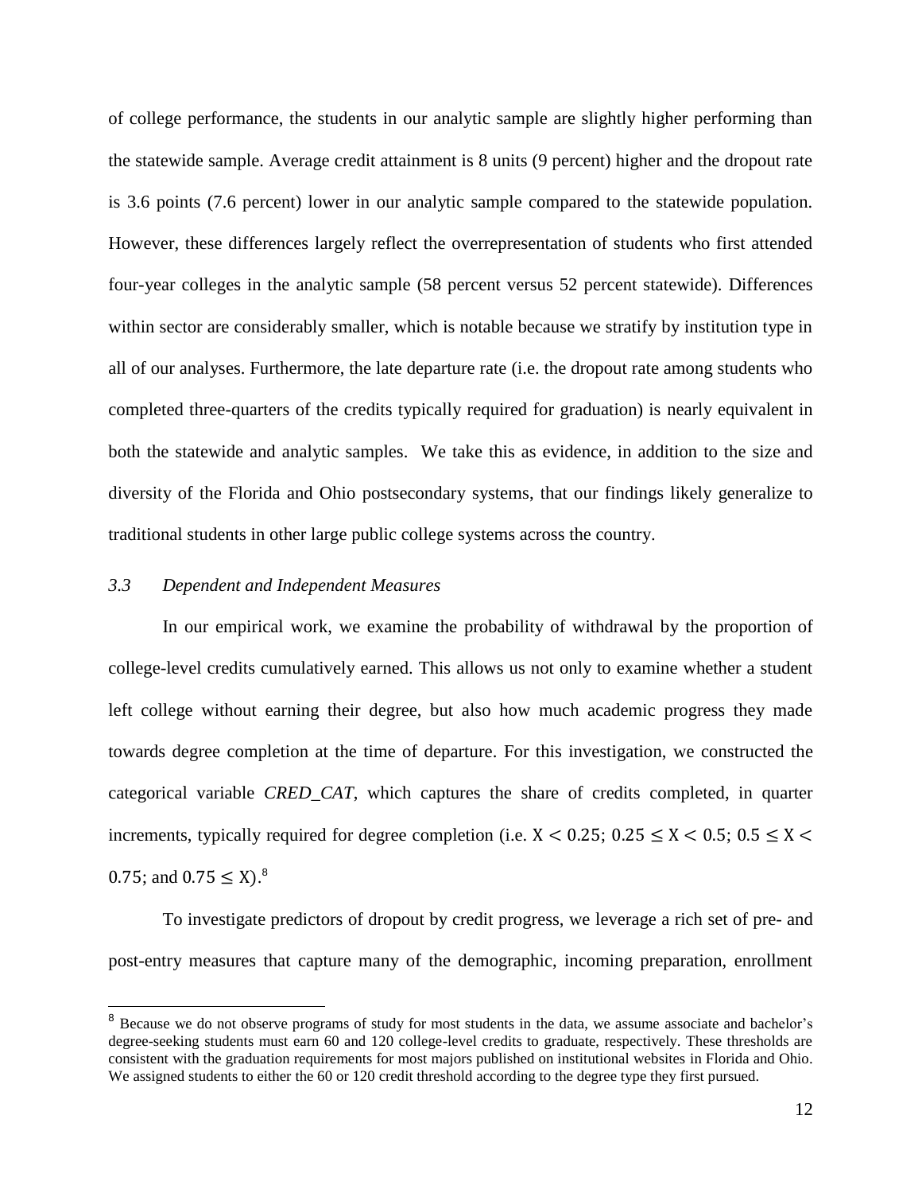of college performance, the students in our analytic sample are slightly higher performing than the statewide sample. Average credit attainment is 8 units (9 percent) higher and the dropout rate is 3.6 points (7.6 percent) lower in our analytic sample compared to the statewide population. However, these differences largely reflect the overrepresentation of students who first attended four-year colleges in the analytic sample (58 percent versus 52 percent statewide). Differences within sector are considerably smaller, which is notable because we stratify by institution type in all of our analyses. Furthermore, the late departure rate (i.e. the dropout rate among students who completed three-quarters of the credits typically required for graduation) is nearly equivalent in both the statewide and analytic samples. We take this as evidence, in addition to the size and diversity of the Florida and Ohio postsecondary systems, that our findings likely generalize to traditional students in other large public college systems across the country.

### *3.3 Dependent and Independent Measures*

In our empirical work, we examine the probability of withdrawal by the proportion of college-level credits cumulatively earned. This allows us not only to examine whether a student left college without earning their degree, but also how much academic progress they made towards degree completion at the time of departure. For this investigation, we constructed the categorical variable *CRED_CAT*, which captures the share of credits completed, in quarter increments, typically required for degree completion (i.e. $X < 0.25$; $0.25 \leq X < 0.5$; $0.5 \leq X < 0.75$; and $0.75 \leq X$).[8]

To investigate predictors of dropout by credit progress, we leverage a rich set of pre- and post-entry measures that capture many of the demographic, incoming preparation, enrollment

---

[8] Because we do not observe programs of study for most students in the data, we assume associate and bachelor's degree-seeking students must earn 60 and 120 college-level credits to graduate, respectively. These thresholds are consistent with the graduation requirements for most majors published on institutional websites in Florida and Ohio. We assigned students to either the 60 or 120 credit threshold according to the degree type they first pursued.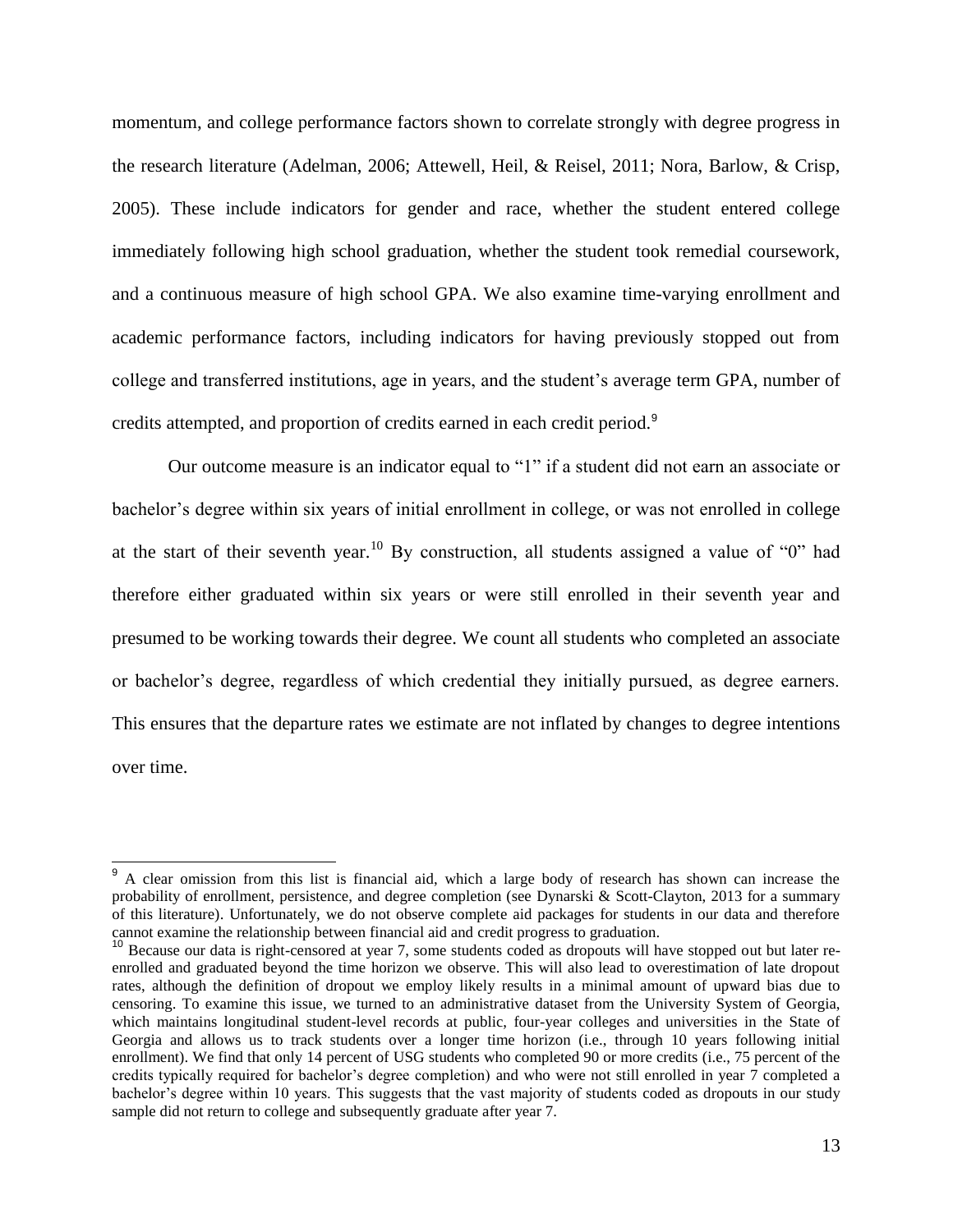momentum, and college performance factors shown to correlate strongly with degree progress in the research literature (Adelman, 2006; Attewell, Heil, & Reisel, 2011; Nora, Barlow, & Crisp, 2005). These include indicators for gender and race, whether the student entered college immediately following high school graduation, whether the student took remedial coursework, and a continuous measure of high school GPA. We also examine time-varying enrollment and academic performance factors, including indicators for having previously stopped out from college and transferred institutions, age in years, and the student's average term GPA, number of credits attempted, and proportion of credits earned in each credit period.[9]

Our outcome measure is an indicator equal to "1" if a student did not earn an associate or bachelor's degree within six years of initial enrollment in college, or was not enrolled in college at the start of their seventh year.[10] By construction, all students assigned a value of "0" had therefore either graduated within six years or were still enrolled in their seventh year and presumed to be working towards their degree. We count all students who completed an associate or bachelor's degree, regardless of which credential they initially pursued, as degree earners. This ensures that the departure rates we estimate are not inflated by changes to degree intentions over time.

---

[9] A clear omission from this list is financial aid, which a large body of research has shown can increase the probability of enrollment, persistence, and degree completion (see Dynarski & Scott-Clayton, 2013 for a summary of this literature). Unfortunately, we do not observe complete aid packages for students in our data and therefore cannot examine the relationship between financial aid and credit progress to graduation.

[10] Because our data is right-censored at year 7, some students coded as dropouts will have stopped out but later re-enrolled and graduated beyond the time horizon we observe. This will also lead to overestimation of late dropout rates, although the definition of dropout we employ likely results in a minimal amount of upward bias due to censoring. To examine this issue, we turned to an administrative dataset from the University System of Georgia, which maintains longitudinal student-level records at public, four-year colleges and universities in the State of Georgia and allows us to track students over a longer time horizon (i.e., through 10 years following initial enrollment). We find that only 14 percent of USG students who completed 90 or more credits (i.e., 75 percent of the credits typically required for bachelor's degree completion) and who were not still enrolled in year 7 completed a bachelor's degree within 10 years. This suggests that the vast majority of students coded as dropouts in our study sample did not return to college and subsequently graduate after year 7.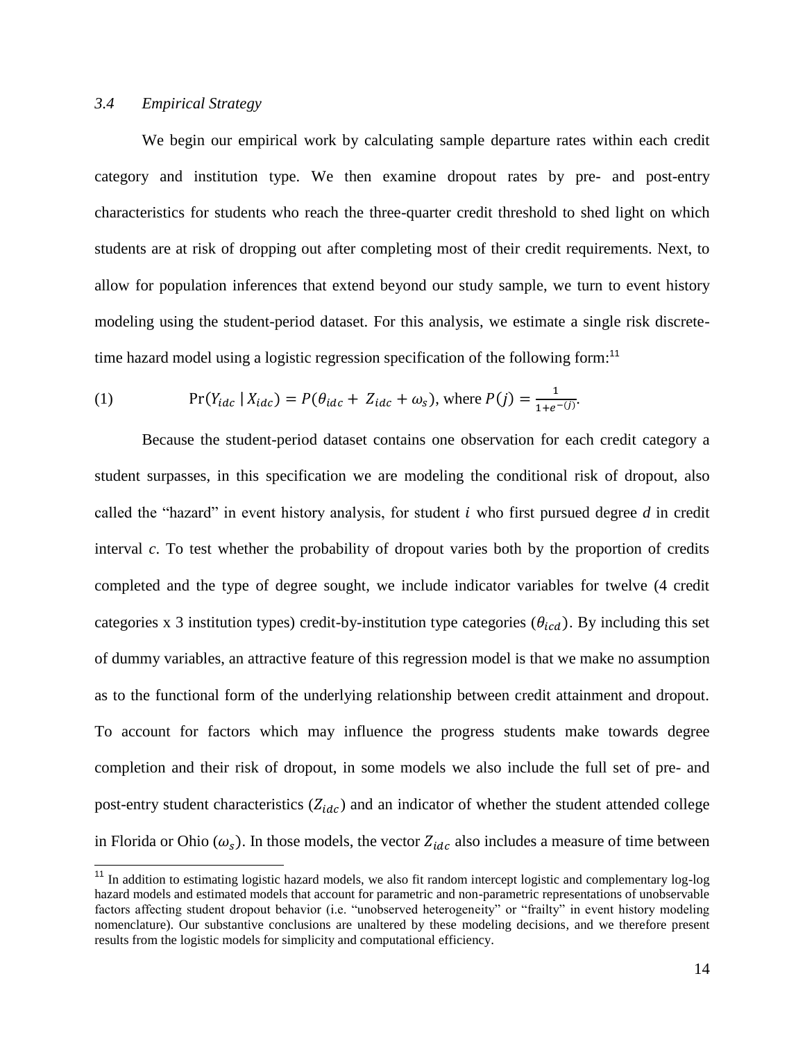### *3.4 Empirical Strategy*

We begin our empirical work by calculating sample departure rates within each credit category and institution type. We then examine dropout rates by pre- and post-entry characteristics for students who reach the three-quarter credit threshold to shed light on which students are at risk of dropping out after completing most of their credit requirements. Next, to allow for population inferences that extend beyond our study sample, we turn to event history modeling using the student-period dataset. For this analysis, we estimate a single risk discrete-time hazard model using a logistic regression specification of the following form:[11]

$$\text{(1)} \qquad \Pr(Y_{idc} \mid X_{idc}) = P(\theta_{idc} + Z_{idc} + \omega_s), \text{ where } P(j) = \frac{1}{1+e^{-(j)}}.$$

Because the student-period dataset contains one observation for each credit category a student surpasses, in this specification we are modeling the conditional risk of dropout, also called the "hazard" in event history analysis, for student $i$ who first pursued degree *d* in credit interval *c*. To test whether the probability of dropout varies both by the proportion of credits completed and the type of degree sought, we include indicator variables for twelve (4 credit categories x 3 institution types) credit-by-institution type categories ($\theta_{icd}$). By including this set of dummy variables, an attractive feature of this regression model is that we make no assumption as to the functional form of the underlying relationship between credit attainment and dropout. To account for factors which may influence the progress students make towards degree completion and their risk of dropout, in some models we also include the full set of pre- and post-entry student characteristics ($Z_{idc}$) and an indicator of whether the student attended college in Florida or Ohio ($\omega_s$). In those models, the vector $Z_{idc}$ also includes a measure of time between

[11] In addition to estimating logistic hazard models, we also fit random intercept logistic and complementary log-log hazard models and estimated models that account for parametric and non-parametric representations of unobservable factors affecting student dropout behavior (i.e. "unobserved heterogeneity" or "frailty" in event history modeling nomenclature). Our substantive conclusions are unaltered by these modeling decisions, and we therefore present results from the logistic models for simplicity and computational efficiency.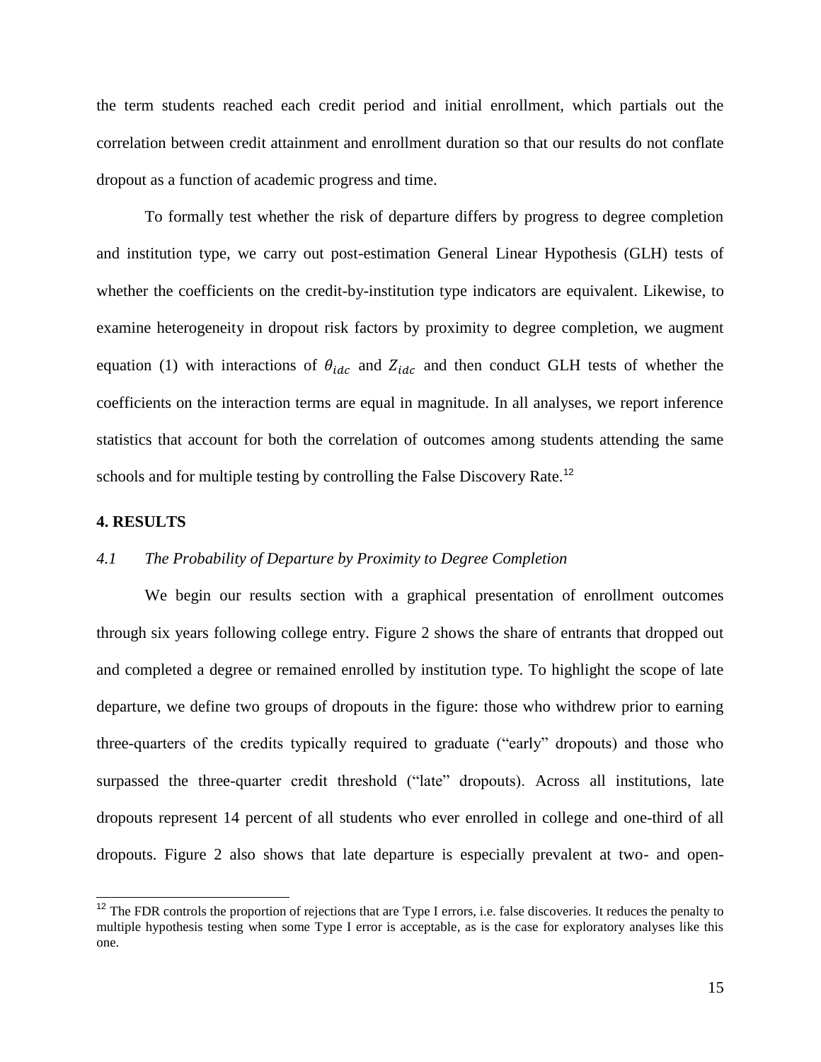the term students reached each credit period and initial enrollment, which partials out the correlation between credit attainment and enrollment duration so that our results do not conflate dropout as a function of academic progress and time.

To formally test whether the risk of departure differs by progress to degree completion and institution type, we carry out post-estimation General Linear Hypothesis (GLH) tests of whether the coefficients on the credit-by-institution type indicators are equivalent. Likewise, to examine heterogeneity in dropout risk factors by proximity to degree completion, we augment equation (1) with interactions of $\theta_{idc}$ and $Z_{idc}$ and then conduct GLH tests of whether the coefficients on the interaction terms are equal in magnitude. In all analyses, we report inference statistics that account for both the correlation of outcomes among students attending the same schools and for multiple testing by controlling the False Discovery Rate.[12]

## 4. RESULTS

### *4.1 The Probability of Departure by Proximity to Degree Completion*

We begin our results section with a graphical presentation of enrollment outcomes through six years following college entry. Figure 2 shows the share of entrants that dropped out and completed a degree or remained enrolled by institution type. To highlight the scope of late departure, we define two groups of dropouts in the figure: those who withdrew prior to earning three-quarters of the credits typically required to graduate ("early" dropouts) and those who surpassed the three-quarter credit threshold ("late" dropouts). Across all institutions, late dropouts represent 14 percent of all students who ever enrolled in college and one-third of all dropouts. Figure 2 also shows that late departure is especially prevalent at two- and open-

[12] The FDR controls the proportion of rejections that are Type I errors, i.e. false discoveries. It reduces the penalty to multiple hypothesis testing when some Type I error is acceptable, as is the case for exploratory analyses like this one.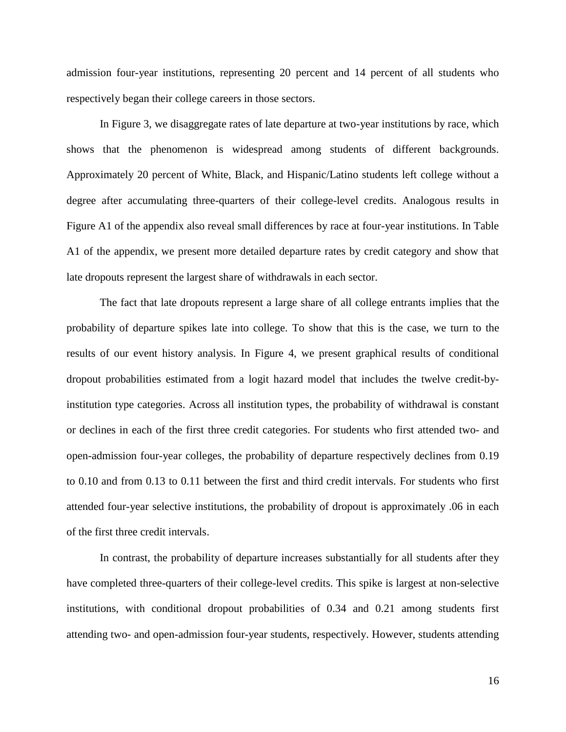admission four-year institutions, representing 20 percent and 14 percent of all students who respectively began their college careers in those sectors.

In Figure 3, we disaggregate rates of late departure at two-year institutions by race, which shows that the phenomenon is widespread among students of different backgrounds. Approximately 20 percent of White, Black, and Hispanic/Latino students left college without a degree after accumulating three-quarters of their college-level credits. Analogous results in Figure A1 of the appendix also reveal small differences by race at four-year institutions. In Table A1 of the appendix, we present more detailed departure rates by credit category and show that late dropouts represent the largest share of withdrawals in each sector.

The fact that late dropouts represent a large share of all college entrants implies that the probability of departure spikes late into college. To show that this is the case, we turn to the results of our event history analysis. In Figure 4, we present graphical results of conditional dropout probabilities estimated from a logit hazard model that includes the twelve credit-by-institution type categories. Across all institution types, the probability of withdrawal is constant or declines in each of the first three credit categories. For students who first attended two- and open-admission four-year colleges, the probability of departure respectively declines from 0.19 to 0.10 and from 0.13 to 0.11 between the first and third credit intervals. For students who first attended four-year selective institutions, the probability of dropout is approximately .06 in each of the first three credit intervals.

In contrast, the probability of departure increases substantially for all students after they have completed three-quarters of their college-level credits. This spike is largest at non-selective institutions, with conditional dropout probabilities of 0.34 and 0.21 among students first attending two- and open-admission four-year students, respectively. However, students attending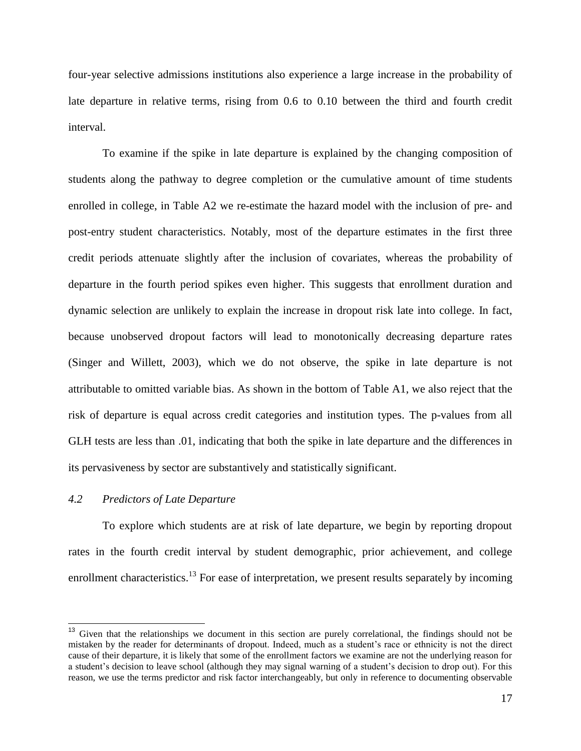four-year selective admissions institutions also experience a large increase in the probability of late departure in relative terms, rising from 0.6 to 0.10 between the third and fourth credit interval.

To examine if the spike in late departure is explained by the changing composition of students along the pathway to degree completion or the cumulative amount of time students enrolled in college, in Table A2 we re-estimate the hazard model with the inclusion of pre- and post-entry student characteristics. Notably, most of the departure estimates in the first three credit periods attenuate slightly after the inclusion of covariates, whereas the probability of departure in the fourth period spikes even higher. This suggests that enrollment duration and dynamic selection are unlikely to explain the increase in dropout risk late into college. In fact, because unobserved dropout factors will lead to monotonically decreasing departure rates (Singer and Willett, 2003), which we do not observe, the spike in late departure is not attributable to omitted variable bias. As shown in the bottom of Table A1, we also reject that the risk of departure is equal across credit categories and institution types. The p-values from all GLH tests are less than .01, indicating that both the spike in late departure and the differences in its pervasiveness by sector are substantively and statistically significant.

### *4.2 Predictors of Late Departure*

To explore which students are at risk of late departure, we begin by reporting dropout rates in the fourth credit interval by student demographic, prior achievement, and college enrollment characteristics.[13] For ease of interpretation, we present results separately by incoming

[13] Given that the relationships we document in this section are purely correlational, the findings should not be mistaken by the reader for determinants of dropout. Indeed, much as a student's race or ethnicity is not the direct cause of their departure, it is likely that some of the enrollment factors we examine are not the underlying reason for a student's decision to leave school (although they may signal warning of a student's decision to drop out). For this reason, we use the terms predictor and risk factor interchangeably, but only in reference to documenting observable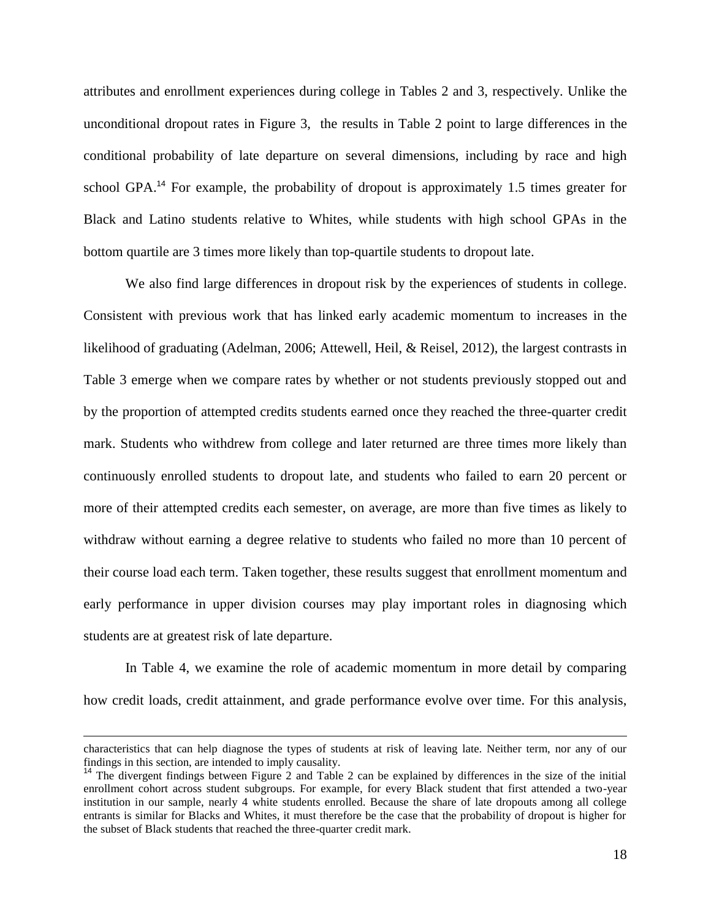attributes and enrollment experiences during college in Tables 2 and 3, respectively. Unlike the unconditional dropout rates in Figure 3, the results in Table 2 point to large differences in the conditional probability of late departure on several dimensions, including by race and high school GPA.[14] For example, the probability of dropout is approximately 1.5 times greater for Black and Latino students relative to Whites, while students with high school GPAs in the bottom quartile are 3 times more likely than top-quartile students to dropout late.

We also find large differences in dropout risk by the experiences of students in college. Consistent with previous work that has linked early academic momentum to increases in the likelihood of graduating (Adelman, 2006; Attewell, Heil, & Reisel, 2012), the largest contrasts in Table 3 emerge when we compare rates by whether or not students previously stopped out and by the proportion of attempted credits students earned once they reached the three-quarter credit mark. Students who withdrew from college and later returned are three times more likely than continuously enrolled students to dropout late, and students who failed to earn 20 percent or more of their attempted credits each semester, on average, are more than five times as likely to withdraw without earning a degree relative to students who failed no more than 10 percent of their course load each term. Taken together, these results suggest that enrollment momentum and early performance in upper division courses may play important roles in diagnosing which students are at greatest risk of late departure.

In Table 4, we examine the role of academic momentum in more detail by comparing how credit loads, credit attainment, and grade performance evolve over time. For this analysis,

---

characteristics that can help diagnose the types of students at risk of leaving late. Neither term, nor any of our findings in this section, are intended to imply causality.

[14] The divergent findings between Figure 2 and Table 2 can be explained by differences in the size of the initial enrollment cohort across student subgroups. For example, for every Black student that first attended a two-year institution in our sample, nearly 4 white students enrolled. Because the share of late dropouts among all college entrants is similar for Blacks and Whites, it must therefore be the case that the probability of dropout is higher for the subset of Black students that reached the three-quarter credit mark.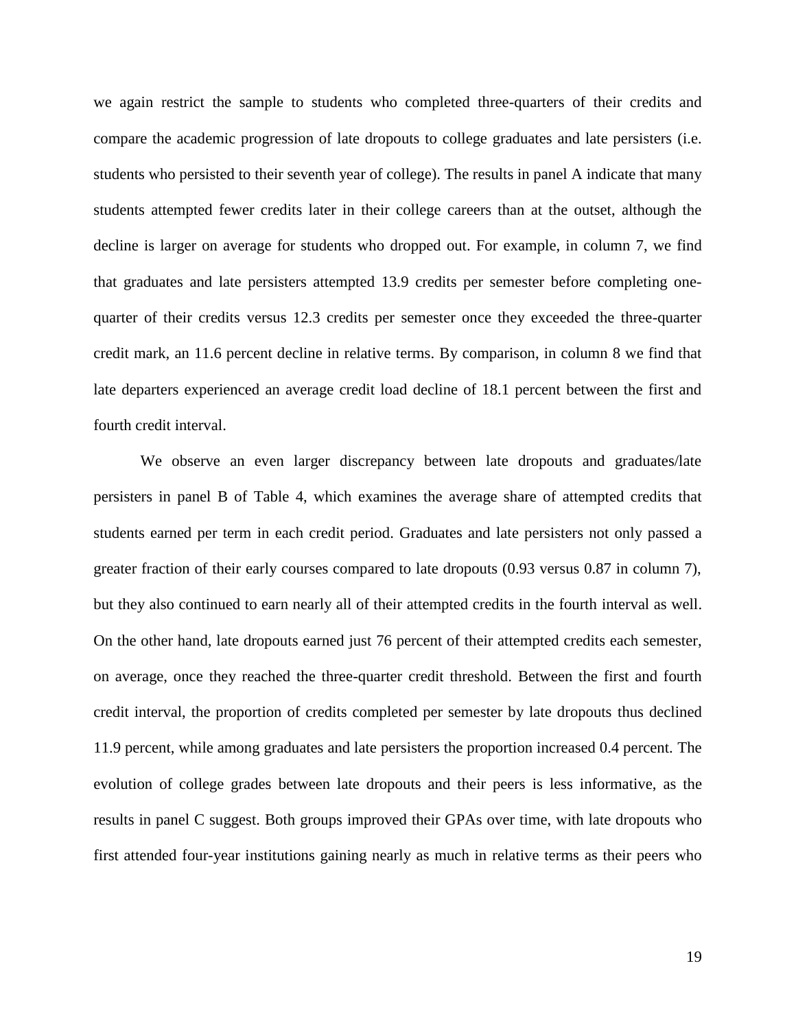we again restrict the sample to students who completed three-quarters of their credits and compare the academic progression of late dropouts to college graduates and late persisters (i.e. students who persisted to their seventh year of college). The results in panel A indicate that many students attempted fewer credits later in their college careers than at the outset, although the decline is larger on average for students who dropped out. For example, in column 7, we find that graduates and late persisters attempted 13.9 credits per semester before completing one-quarter of their credits versus 12.3 credits per semester once they exceeded the three-quarter credit mark, an 11.6 percent decline in relative terms. By comparison, in column 8 we find that late departers experienced an average credit load decline of 18.1 percent between the first and fourth credit interval.

We observe an even larger discrepancy between late dropouts and graduates/late persisters in panel B of Table 4, which examines the average share of attempted credits that students earned per term in each credit period. Graduates and late persisters not only passed a greater fraction of their early courses compared to late dropouts (0.93 versus 0.87 in column 7), but they also continued to earn nearly all of their attempted credits in the fourth interval as well. On the other hand, late dropouts earned just 76 percent of their attempted credits each semester, on average, once they reached the three-quarter credit threshold. Between the first and fourth credit interval, the proportion of credits completed per semester by late dropouts thus declined 11.9 percent, while among graduates and late persisters the proportion increased 0.4 percent. The evolution of college grades between late dropouts and their peers is less informative, as the results in panel C suggest. Both groups improved their GPAs over time, with late dropouts who first attended four-year institutions gaining nearly as much in relative terms as their peers who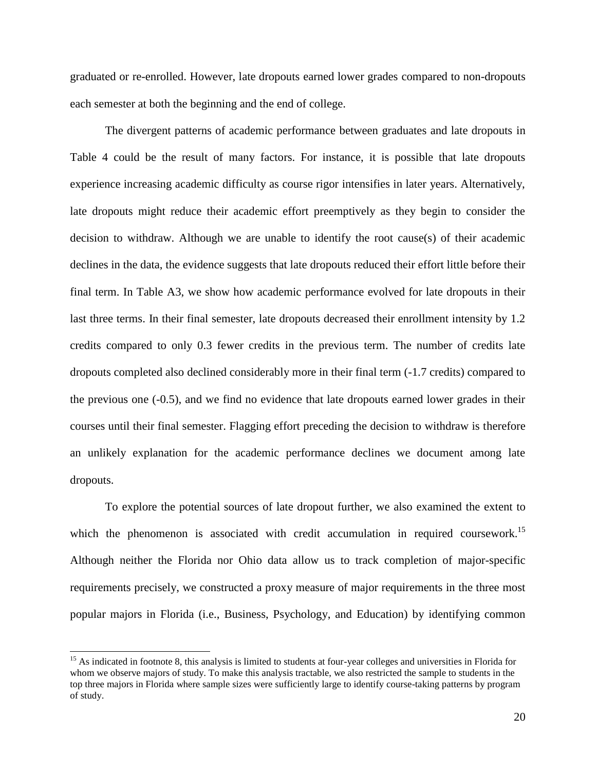graduated or re-enrolled. However, late dropouts earned lower grades compared to non-dropouts each semester at both the beginning and the end of college.

The divergent patterns of academic performance between graduates and late dropouts in Table 4 could be the result of many factors. For instance, it is possible that late dropouts experience increasing academic difficulty as course rigor intensifies in later years. Alternatively, late dropouts might reduce their academic effort preemptively as they begin to consider the decision to withdraw. Although we are unable to identify the root cause(s) of their academic declines in the data, the evidence suggests that late dropouts reduced their effort little before their final term. In Table A3, we show how academic performance evolved for late dropouts in their last three terms. In their final semester, late dropouts decreased their enrollment intensity by 1.2 credits compared to only 0.3 fewer credits in the previous term. The number of credits late dropouts completed also declined considerably more in their final term (-1.7 credits) compared to the previous one (-0.5), and we find no evidence that late dropouts earned lower grades in their courses until their final semester. Flagging effort preceding the decision to withdraw is therefore an unlikely explanation for the academic performance declines we document among late dropouts.

To explore the potential sources of late dropout further, we also examined the extent to which the phenomenon is associated with credit accumulation in required coursework.[15] Although neither the Florida nor Ohio data allow us to track completion of major-specific requirements precisely, we constructed a proxy measure of major requirements in the three most popular majors in Florida (i.e., Business, Psychology, and Education) by identifying common

[15] As indicated in footnote 8, this analysis is limited to students at four-year colleges and universities in Florida for whom we observe majors of study. To make this analysis tractable, we also restricted the sample to students in the top three majors in Florida where sample sizes were sufficiently large to identify course-taking patterns by program of study.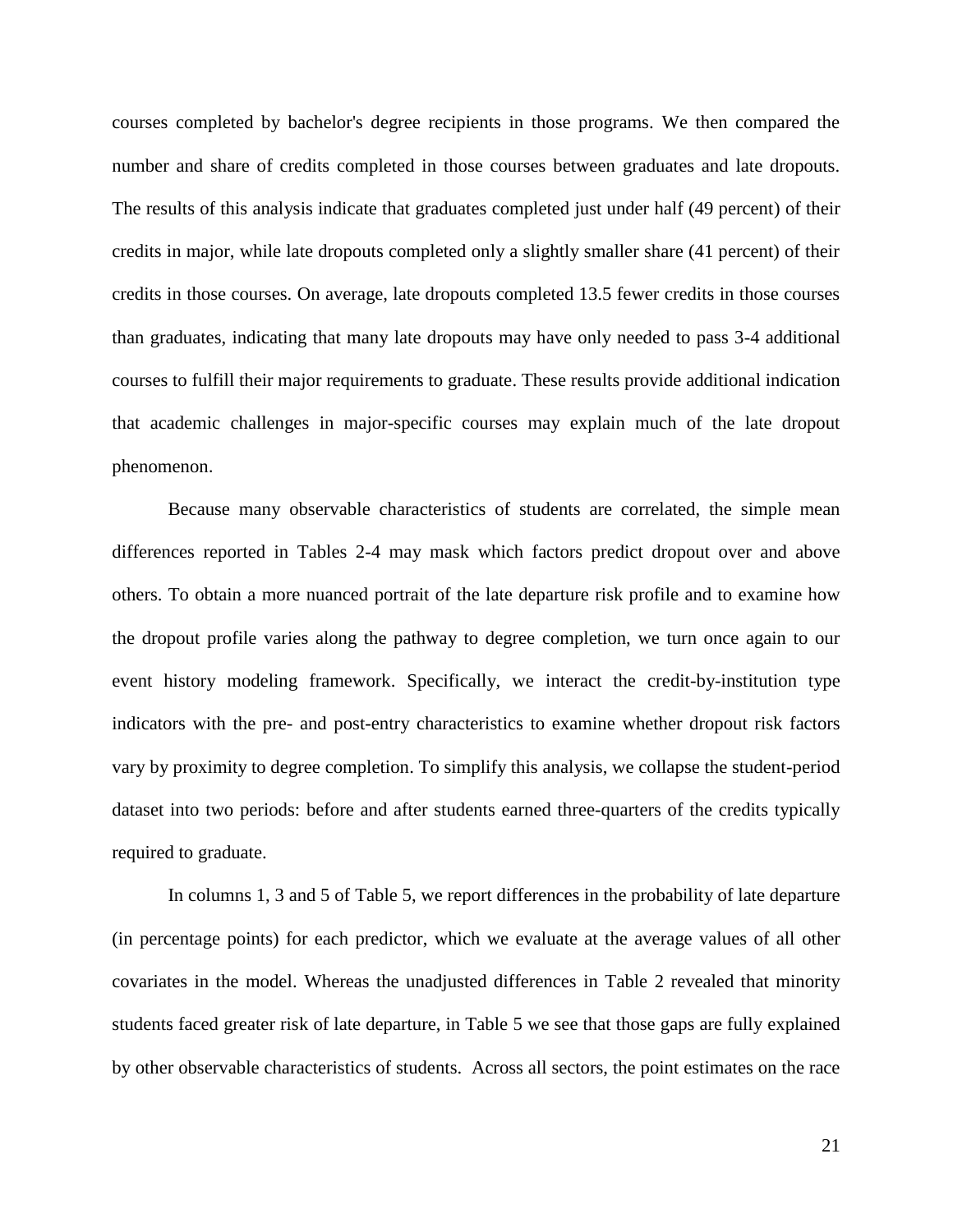courses completed by bachelor's degree recipients in those programs. We then compared the number and share of credits completed in those courses between graduates and late dropouts. The results of this analysis indicate that graduates completed just under half (49 percent) of their credits in major, while late dropouts completed only a slightly smaller share (41 percent) of their credits in those courses. On average, late dropouts completed 13.5 fewer credits in those courses than graduates, indicating that many late dropouts may have only needed to pass 3-4 additional courses to fulfill their major requirements to graduate. These results provide additional indication that academic challenges in major-specific courses may explain much of the late dropout phenomenon.

Because many observable characteristics of students are correlated, the simple mean differences reported in Tables 2-4 may mask which factors predict dropout over and above others. To obtain a more nuanced portrait of the late departure risk profile and to examine how the dropout profile varies along the pathway to degree completion, we turn once again to our event history modeling framework. Specifically, we interact the credit-by-institution type indicators with the pre- and post-entry characteristics to examine whether dropout risk factors vary by proximity to degree completion. To simplify this analysis, we collapse the student-period dataset into two periods: before and after students earned three-quarters of the credits typically required to graduate.

In columns 1, 3 and 5 of Table 5, we report differences in the probability of late departure (in percentage points) for each predictor, which we evaluate at the average values of all other covariates in the model. Whereas the unadjusted differences in Table 2 revealed that minority students faced greater risk of late departure, in Table 5 we see that those gaps are fully explained by other observable characteristics of students. Across all sectors, the point estimates on the race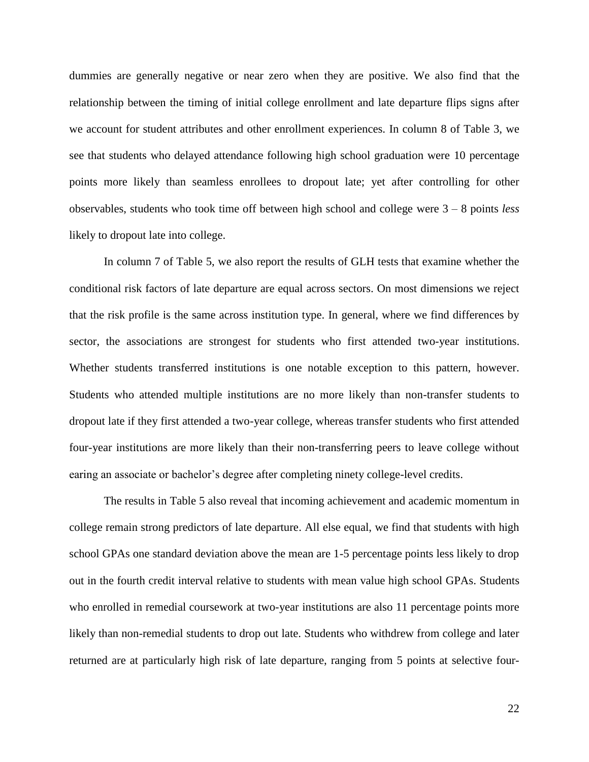dummies are generally negative or near zero when they are positive. We also find that the relationship between the timing of initial college enrollment and late departure flips signs after we account for student attributes and other enrollment experiences. In column 8 of Table 3, we see that students who delayed attendance following high school graduation were 10 percentage points more likely than seamless enrollees to dropout late; yet after controlling for other observables, students who took time off between high school and college were 3 – 8 points *less* likely to dropout late into college.

In column 7 of Table 5, we also report the results of GLH tests that examine whether the conditional risk factors of late departure are equal across sectors. On most dimensions we reject that the risk profile is the same across institution type. In general, where we find differences by sector, the associations are strongest for students who first attended two-year institutions. Whether students transferred institutions is one notable exception to this pattern, however. Students who attended multiple institutions are no more likely than non-transfer students to dropout late if they first attended a two-year college, whereas transfer students who first attended four-year institutions are more likely than their non-transferring peers to leave college without earing an associate or bachelor's degree after completing ninety college-level credits.

The results in Table 5 also reveal that incoming achievement and academic momentum in college remain strong predictors of late departure. All else equal, we find that students with high school GPAs one standard deviation above the mean are 1-5 percentage points less likely to drop out in the fourth credit interval relative to students with mean value high school GPAs. Students who enrolled in remedial coursework at two-year institutions are also 11 percentage points more likely than non-remedial students to drop out late. Students who withdrew from college and later returned are at particularly high risk of late departure, ranging from 5 points at selective four-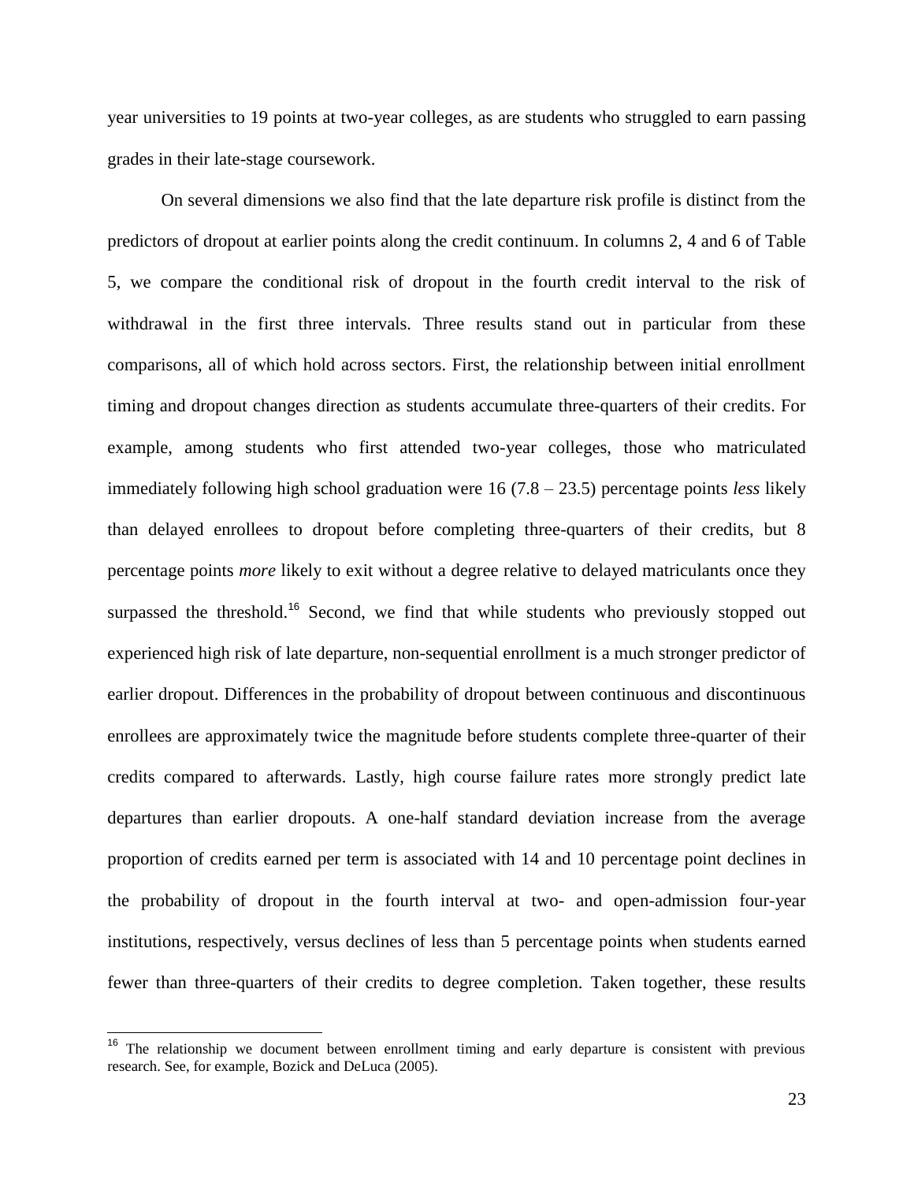year universities to 19 points at two-year colleges, as are students who struggled to earn passing grades in their late-stage coursework.

On several dimensions we also find that the late departure risk profile is distinct from the predictors of dropout at earlier points along the credit continuum. In columns 2, 4 and 6 of Table 5, we compare the conditional risk of dropout in the fourth credit interval to the risk of withdrawal in the first three intervals. Three results stand out in particular from these comparisons, all of which hold across sectors. First, the relationship between initial enrollment timing and dropout changes direction as students accumulate three-quarters of their credits. For example, among students who first attended two-year colleges, those who matriculated immediately following high school graduation were 16 (7.8 – 23.5) percentage points *less* likely than delayed enrollees to dropout before completing three-quarters of their credits, but 8 percentage points *more* likely to exit without a degree relative to delayed matriculants once they surpassed the threshold.[16] Second, we find that while students who previously stopped out experienced high risk of late departure, non-sequential enrollment is a much stronger predictor of earlier dropout. Differences in the probability of dropout between continuous and discontinuous enrollees are approximately twice the magnitude before students complete three-quarter of their credits compared to afterwards. Lastly, high course failure rates more strongly predict late departures than earlier dropouts. A one-half standard deviation increase from the average proportion of credits earned per term is associated with 14 and 10 percentage point declines in the probability of dropout in the fourth interval at two- and open-admission four-year institutions, respectively, versus declines of less than 5 percentage points when students earned fewer than three-quarters of their credits to degree completion. Taken together, these results

[16] The relationship we document between enrollment timing and early departure is consistent with previous research. See, for example, Bozick and DeLuca (2005).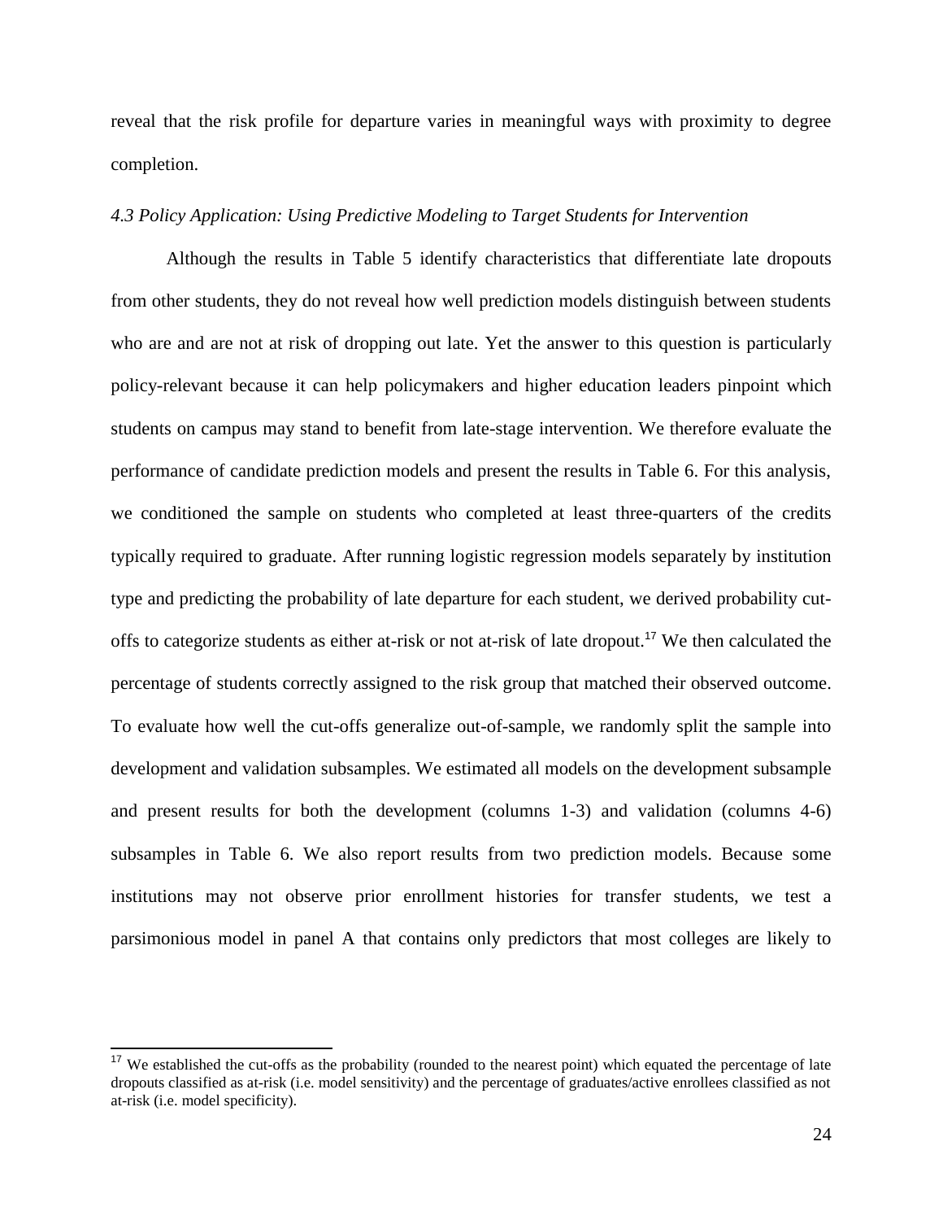reveal that the risk profile for departure varies in meaningful ways with proximity to degree completion.

*4.3 Policy Application: Using Predictive Modeling to Target Students for Intervention*

Although the results in Table 5 identify characteristics that differentiate late dropouts from other students, they do not reveal how well prediction models distinguish between students who are and are not at risk of dropping out late. Yet the answer to this question is particularly policy-relevant because it can help policymakers and higher education leaders pinpoint which students on campus may stand to benefit from late-stage intervention. We therefore evaluate the performance of candidate prediction models and present the results in Table 6. For this analysis, we conditioned the sample on students who completed at least three-quarters of the credits typically required to graduate. After running logistic regression models separately by institution type and predicting the probability of late departure for each student, we derived probability cut-offs to categorize students as either at-risk or not at-risk of late dropout.[17] We then calculated the percentage of students correctly assigned to the risk group that matched their observed outcome. To evaluate how well the cut-offs generalize out-of-sample, we randomly split the sample into development and validation subsamples. We estimated all models on the development subsample and present results for both the development (columns 1-3) and validation (columns 4-6) subsamples in Table 6. We also report results from two prediction models. Because some institutions may not observe prior enrollment histories for transfer students, we test a parsimonious model in panel A that contains only predictors that most colleges are likely to

[17] We established the cut-offs as the probability (rounded to the nearest point) which equated the percentage of late dropouts classified as at-risk (i.e. model sensitivity) and the percentage of graduates/active enrollees classified as not at-risk (i.e. model specificity).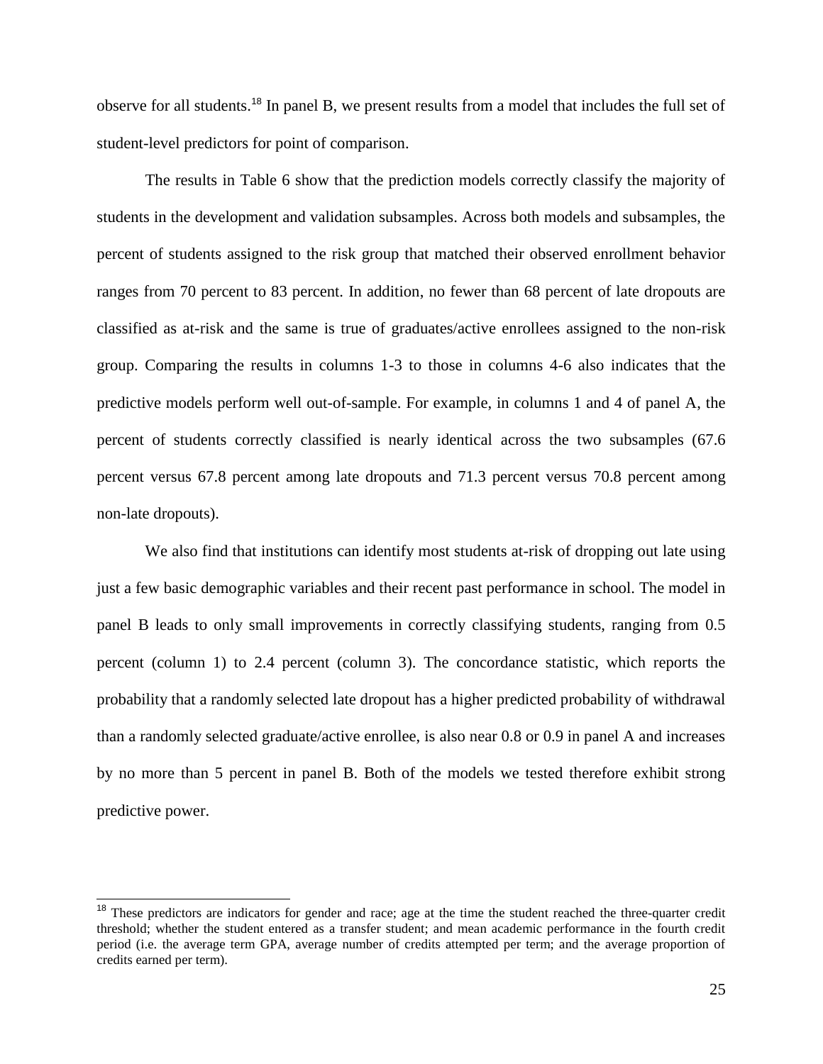observe for all students.[18] In panel B, we present results from a model that includes the full set of student-level predictors for point of comparison.

The results in Table 6 show that the prediction models correctly classify the majority of students in the development and validation subsamples. Across both models and subsamples, the percent of students assigned to the risk group that matched their observed enrollment behavior ranges from 70 percent to 83 percent. In addition, no fewer than 68 percent of late dropouts are classified as at-risk and the same is true of graduates/active enrollees assigned to the non-risk group. Comparing the results in columns 1-3 to those in columns 4-6 also indicates that the predictive models perform well out-of-sample. For example, in columns 1 and 4 of panel A, the percent of students correctly classified is nearly identical across the two subsamples (67.6 percent versus 67.8 percent among late dropouts and 71.3 percent versus 70.8 percent among non-late dropouts).

We also find that institutions can identify most students at-risk of dropping out late using just a few basic demographic variables and their recent past performance in school. The model in panel B leads to only small improvements in correctly classifying students, ranging from 0.5 percent (column 1) to 2.4 percent (column 3). The concordance statistic, which reports the probability that a randomly selected late dropout has a higher predicted probability of withdrawal than a randomly selected graduate/active enrollee, is also near 0.8 or 0.9 in panel A and increases by no more than 5 percent in panel B. Both of the models we tested therefore exhibit strong predictive power.

[18] These predictors are indicators for gender and race; age at the time the student reached the three-quarter credit threshold; whether the student entered as a transfer student; and mean academic performance in the fourth credit period (i.e. the average term GPA, average number of credits attempted per term; and the average proportion of credits earned per term).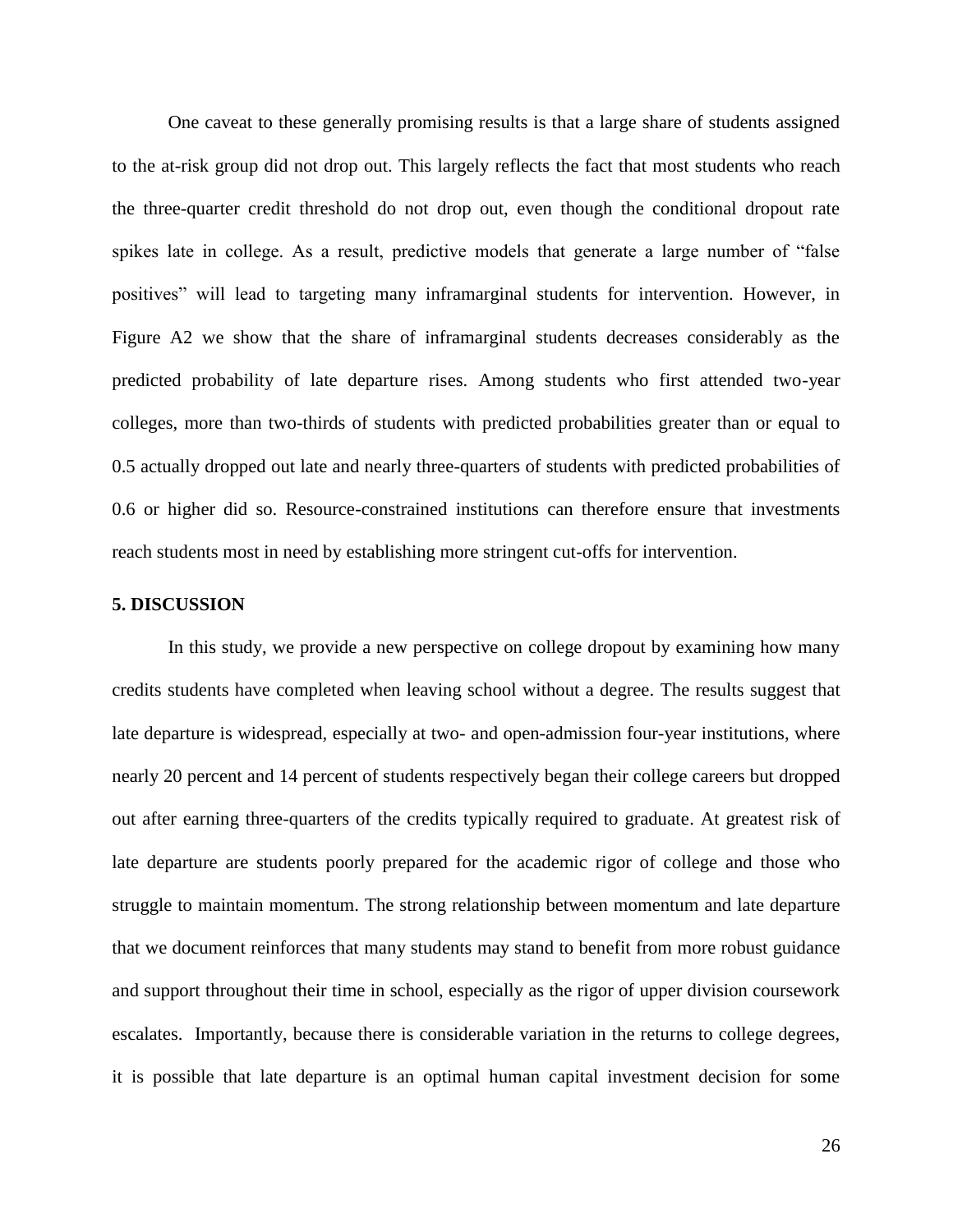One caveat to these generally promising results is that a large share of students assigned to the at-risk group did not drop out. This largely reflects the fact that most students who reach the three-quarter credit threshold do not drop out, even though the conditional dropout rate spikes late in college. As a result, predictive models that generate a large number of "false positives" will lead to targeting many inframarginal students for intervention. However, in Figure A2 we show that the share of inframarginal students decreases considerably as the predicted probability of late departure rises. Among students who first attended two-year colleges, more than two-thirds of students with predicted probabilities greater than or equal to 0.5 actually dropped out late and nearly three-quarters of students with predicted probabilities of 0.6 or higher did so. Resource-constrained institutions can therefore ensure that investments reach students most in need by establishing more stringent cut-offs for intervention.

## 5. DISCUSSION

In this study, we provide a new perspective on college dropout by examining how many credits students have completed when leaving school without a degree. The results suggest that late departure is widespread, especially at two- and open-admission four-year institutions, where nearly 20 percent and 14 percent of students respectively began their college careers but dropped out after earning three-quarters of the credits typically required to graduate. At greatest risk of late departure are students poorly prepared for the academic rigor of college and those who struggle to maintain momentum. The strong relationship between momentum and late departure that we document reinforces that many students may stand to benefit from more robust guidance and support throughout their time in school, especially as the rigor of upper division coursework escalates. Importantly, because there is considerable variation in the returns to college degrees, it is possible that late departure is an optimal human capital investment decision for some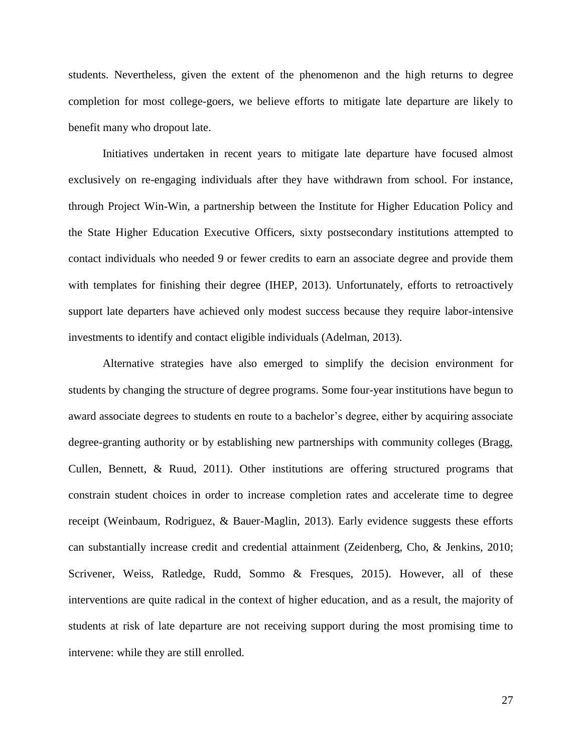students. Nevertheless, given the extent of the phenomenon and the high returns to degree completion for most college-goers, we believe efforts to mitigate late departure are likely to benefit many who dropout late.

Initiatives undertaken in recent years to mitigate late departure have focused almost exclusively on re-engaging individuals after they have withdrawn from school. For instance, through Project Win-Win, a partnership between the Institute for Higher Education Policy and the State Higher Education Executive Officers, sixty postsecondary institutions attempted to contact individuals who needed 9 or fewer credits to earn an associate degree and provide them with templates for finishing their degree (IHEP, 2013). Unfortunately, efforts to retroactively support late departers have achieved only modest success because they require labor-intensive investments to identify and contact eligible individuals (Adelman, 2013).

Alternative strategies have also emerged to simplify the decision environment for students by changing the structure of degree programs. Some four-year institutions have begun to award associate degrees to students en route to a bachelor's degree, either by acquiring associate degree-granting authority or by establishing new partnerships with community colleges (Bragg, Cullen, Bennett, & Ruud, 2011). Other institutions are offering structured programs that constrain student choices in order to increase completion rates and accelerate time to degree receipt (Weinbaum, Rodriguez, & Bauer-Maglin, 2013). Early evidence suggests these efforts can substantially increase credit and credential attainment (Zeidenberg, Cho, & Jenkins, 2010; Scrivener, Weiss, Ratledge, Rudd, Sommo & Fresques, 2015). However, all of these interventions are quite radical in the context of higher education, and as a result, the majority of students at risk of late departure are not receiving support during the most promising time to intervene: while they are still enrolled.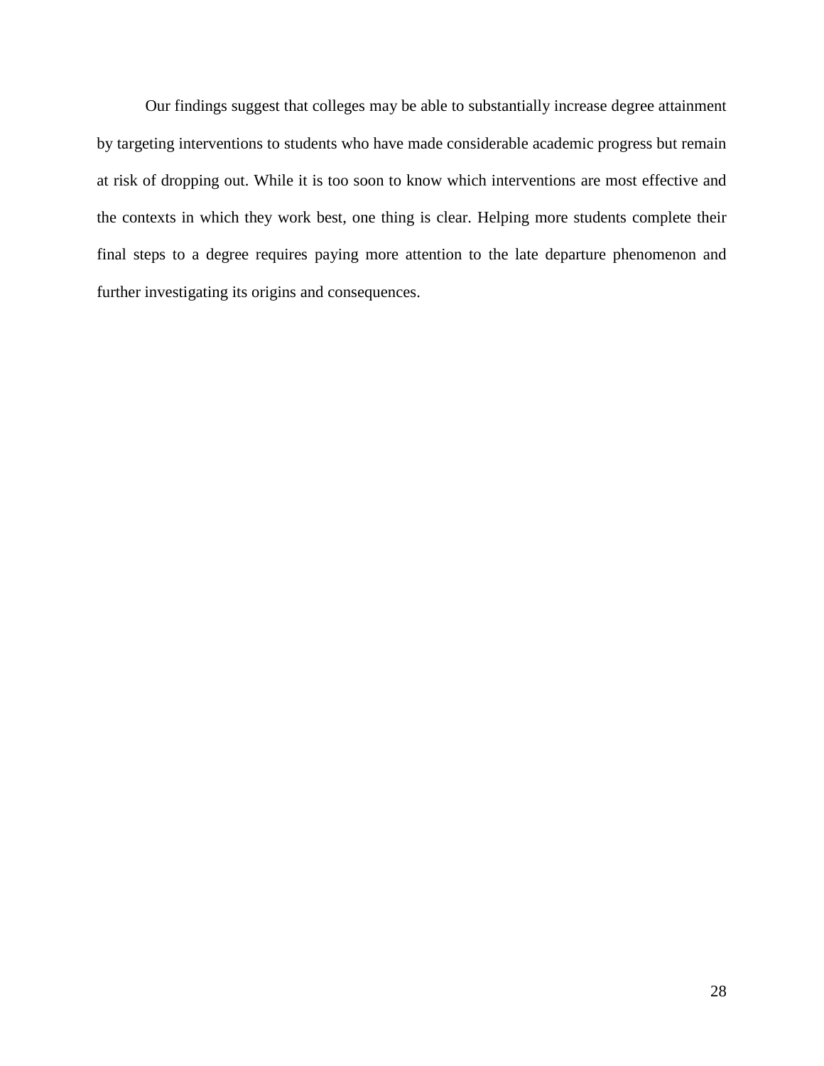Our findings suggest that colleges may be able to substantially increase degree attainment by targeting interventions to students who have made considerable academic progress but remain at risk of dropping out. While it is too soon to know which interventions are most effective and the contexts in which they work best, one thing is clear. Helping more students complete their final steps to a degree requires paying more attention to the late departure phenomenon and further investigating its origins and consequences.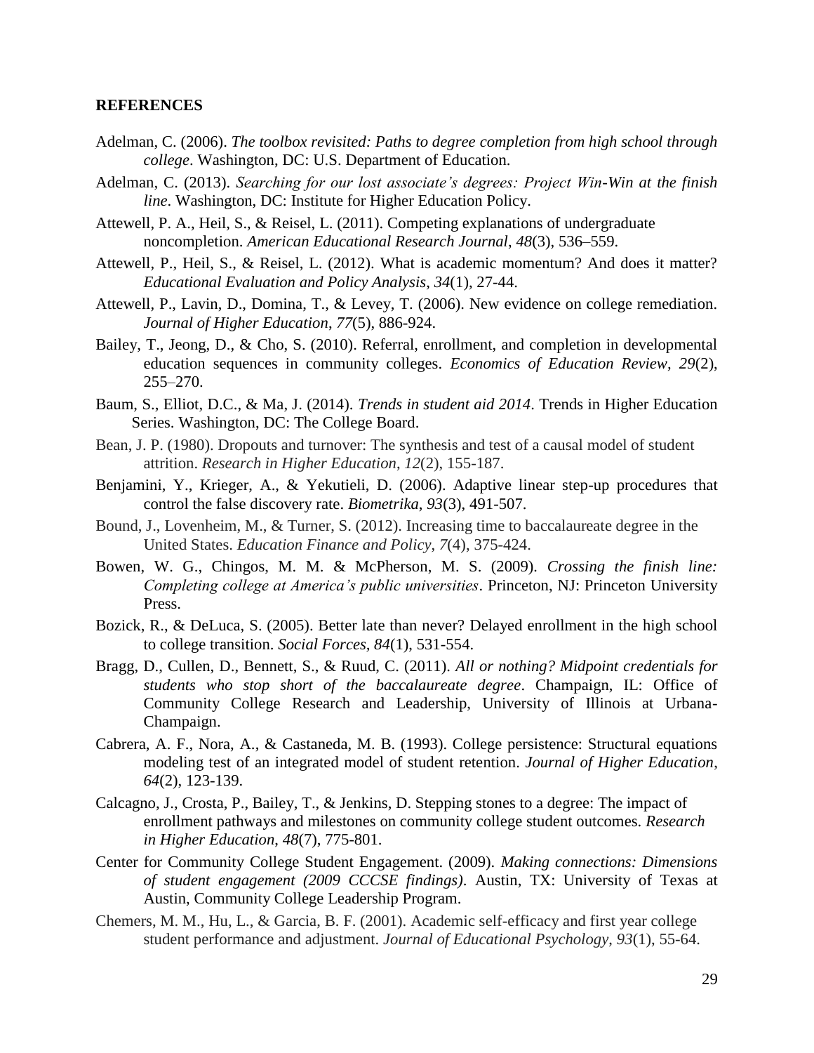**REFERENCES**

Adelman, C. (2006). *The toolbox revisited: Paths to degree completion from high school through college*. Washington, DC: U.S. Department of Education.

Adelman, C. (2013). *Searching for our lost associate's degrees: Project Win-Win at the finish line*. Washington, DC: Institute for Higher Education Policy.

Attewell, P. A., Heil, S., & Reisel, L. (2011). Competing explanations of undergraduate noncompletion. *American Educational Research Journal*, *48*(3), 536–559.

Attewell, P., Heil, S., & Reisel, L. (2012). What is academic momentum? And does it matter? *Educational Evaluation and Policy Analysis*, *34*(1), 27-44.

Attewell, P., Lavin, D., Domina, T., & Levey, T. (2006). New evidence on college remediation. *Journal of Higher Education*, *77*(5), 886-924.

Bailey, T., Jeong, D., & Cho, S. (2010). Referral, enrollment, and completion in developmental education sequences in community colleges. *Economics of Education Review*, *29*(2), 255–270.

Baum, S., Elliot, D.C., & Ma, J. (2014). *Trends in student aid 2014*. Trends in Higher Education Series. Washington, DC: The College Board.

Bean, J. P. (1980). Dropouts and turnover: The synthesis and test of a causal model of student attrition. *Research in Higher Education*, *12*(2), 155-187.

Benjamini, Y., Krieger, A., & Yekutieli, D. (2006). Adaptive linear step-up procedures that control the false discovery rate. *Biometrika*, *93*(3), 491-507.

Bound, J., Lovenheim, M., & Turner, S. (2012). Increasing time to baccalaureate degree in the United States. *Education Finance and Policy*, *7*(4), 375-424.

Bowen, W. G., Chingos, M. M. & McPherson, M. S. (2009). *Crossing the finish line: Completing college at America's public universities*. Princeton, NJ: Princeton University Press.

Bozick, R., & DeLuca, S. (2005). Better late than never? Delayed enrollment in the high school to college transition. *Social Forces, 84*(1), 531-554.

Bragg, D., Cullen, D., Bennett, S., & Ruud, C. (2011). *All or nothing? Midpoint credentials for students who stop short of the baccalaureate degree*. Champaign, IL: Office of Community College Research and Leadership, University of Illinois at Urbana-Champaign.

Cabrera, A. F., Nora, A., & Castaneda, M. B. (1993). College persistence: Structural equations modeling test of an integrated model of student retention. *Journal of Higher Education*, *64*(2), 123-139.

Calcagno, J., Crosta, P., Bailey, T., & Jenkins, D. Stepping stones to a degree: The impact of enrollment pathways and milestones on community college student outcomes. *Research in Higher Education*, *48*(7), 775-801.

Center for Community College Student Engagement. (2009). *Making connections: Dimensions of student engagement (2009 CCCSE findings)*. Austin, TX: University of Texas at Austin, Community College Leadership Program.

Chemers, M. M., Hu, L., & Garcia, B. F. (2001). Academic self-efficacy and first year college student performance and adjustment. *Journal of Educational Psychology*, *93*(1), 55-64.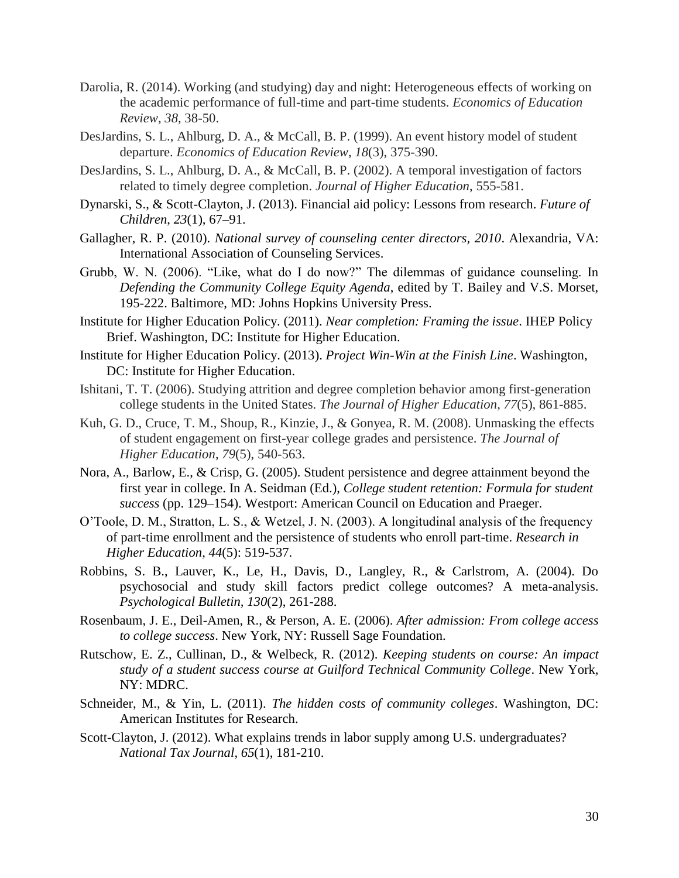Darolia, R. (2014). Working (and studying) day and night: Heterogeneous effects of working on the academic performance of full-time and part-time students. *Economics of Education Review*, *38*, 38-50.

DesJardins, S. L., Ahlburg, D. A., & McCall, B. P. (1999). An event history model of student departure. *Economics of Education Review*, *18*(3), 375-390.

DesJardins, S. L., Ahlburg, D. A., & McCall, B. P. (2002). A temporal investigation of factors related to timely degree completion. *Journal of Higher Education*, 555-581.

Dynarski, S., & Scott-Clayton, J. (2013). Financial aid policy: Lessons from research. *Future of Children*, *23*(1), 67–91.

Gallagher, R. P. (2010). *National survey of counseling center directors, 2010*. Alexandria, VA: International Association of Counseling Services.

Grubb, W. N. (2006). "Like, what do I do now?" The dilemmas of guidance counseling. In *Defending the Community College Equity Agenda*, edited by T. Bailey and V.S. Morset, 195-222. Baltimore, MD: Johns Hopkins University Press.

Institute for Higher Education Policy. (2011). *Near completion: Framing the issue*. IHEP Policy Brief. Washington, DC: Institute for Higher Education.

Institute for Higher Education Policy. (2013). *Project Win-Win at the Finish Line*. Washington, DC: Institute for Higher Education.

Ishitani, T. T. (2006). Studying attrition and degree completion behavior among first-generation college students in the United States. *The Journal of Higher Education*, *77*(5), 861-885.

Kuh, G. D., Cruce, T. M., Shoup, R., Kinzie, J., & Gonyea, R. M. (2008). Unmasking the effects of student engagement on first-year college grades and persistence. *The Journal of Higher Education*, *79*(5), 540-563.

Nora, A., Barlow, E., & Crisp, G. (2005). Student persistence and degree attainment beyond the first year in college. In A. Seidman (Ed.), *College student retention: Formula for student success* (pp. 129–154). Westport: American Council on Education and Praeger.

O'Toole, D. M., Stratton, L. S., & Wetzel, J. N. (2003). A longitudinal analysis of the frequency of part-time enrollment and the persistence of students who enroll part-time. *Research in Higher Education*, *44*(5): 519-537.

Robbins, S. B., Lauver, K., Le, H., Davis, D., Langley, R., & Carlstrom, A. (2004). Do psychosocial and study skill factors predict college outcomes? A meta-analysis. *Psychological Bulletin*, *130*(2), 261-288.

Rosenbaum, J. E., Deil-Amen, R., & Person, A. E. (2006). *After admission: From college access to college success*. New York, NY: Russell Sage Foundation.

Rutschow, E. Z., Cullinan, D., & Welbeck, R. (2012). *Keeping students on course: An impact study of a student success course at Guilford Technical Community College*. New York, NY: MDRC.

Schneider, M., & Yin, L. (2011). *The hidden costs of community colleges*. Washington, DC: American Institutes for Research.

Scott-Clayton, J. (2012). What explains trends in labor supply among U.S. undergraduates? *National Tax Journal*, *65*(1), 181-210.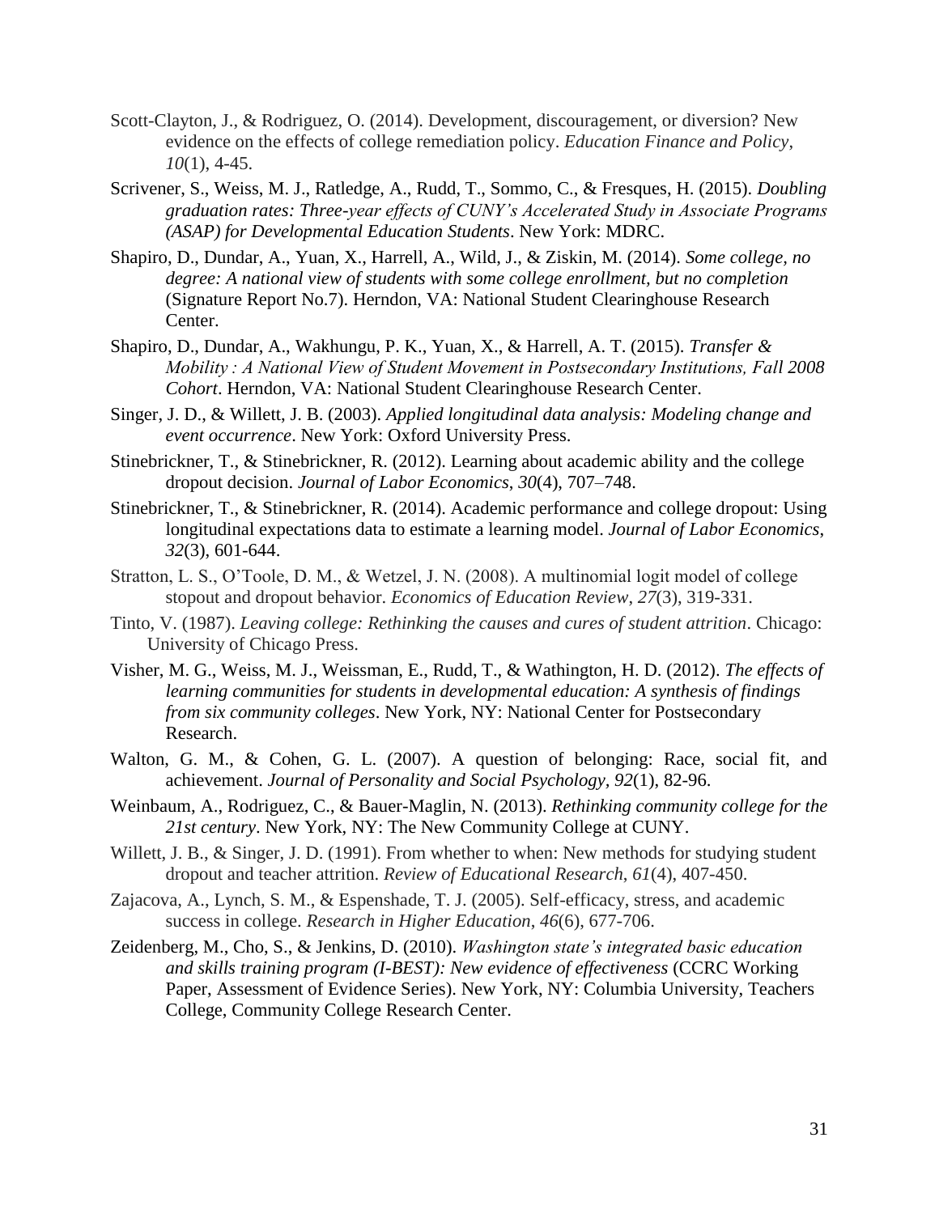Scott-Clayton, J., & Rodriguez, O. (2014). Development, discouragement, or diversion? New evidence on the effects of college remediation policy. *Education Finance and Policy*, *10*(1), 4-45.

Scrivener, S., Weiss, M. J., Ratledge, A., Rudd, T., Sommo, C., & Fresques, H. (2015). *Doubling graduation rates: Three-year effects of CUNY's Accelerated Study in Associate Programs (ASAP) for Developmental Education Students*. New York: MDRC.

Shapiro, D., Dundar, A., Yuan, X., Harrell, A., Wild, J., & Ziskin, M. (2014). *Some college, no degree: A national view of students with some college enrollment, but no completion* (Signature Report No.7). Herndon, VA: National Student Clearinghouse Research Center.

Shapiro, D., Dundar, A., Wakhungu, P. K., Yuan, X., & Harrell, A. T. (2015). *Transfer & Mobility : A National View of Student Movement in Postsecondary Institutions, Fall 2008 Cohort*. Herndon, VA: National Student Clearinghouse Research Center.

Singer, J. D., & Willett, J. B. (2003). *Applied longitudinal data analysis: Modeling change and event occurrence*. New York: Oxford University Press.

Stinebrickner, T., & Stinebrickner, R. (2012). Learning about academic ability and the college dropout decision. *Journal of Labor Economics, 30*(4), 707–748.

Stinebrickner, T., & Stinebrickner, R. (2014). Academic performance and college dropout: Using longitudinal expectations data to estimate a learning model. *Journal of Labor Economics*, *32*(3), 601-644.

Stratton, L. S., O'Toole, D. M., & Wetzel, J. N. (2008). A multinomial logit model of college stopout and dropout behavior. *Economics of Education Review*, *27*(3), 319-331.

Tinto, V. (1987). *Leaving college: Rethinking the causes and cures of student attrition*. Chicago: University of Chicago Press.

Visher, M. G., Weiss, M. J., Weissman, E., Rudd, T., & Wathington, H. D. (2012). *The effects of learning communities for students in developmental education: A synthesis of findings from six community colleges*. New York, NY: National Center for Postsecondary Research.

Walton, G. M., & Cohen, G. L. (2007). A question of belonging: Race, social fit, and achievement. *Journal of Personality and Social Psychology, 92*(1), 82-96.

Weinbaum, A., Rodriguez, C., & Bauer-Maglin, N. (2013). *Rethinking community college for the 21st century*. New York, NY: The New Community College at CUNY.

Willett, J. B., & Singer, J. D. (1991). From whether to when: New methods for studying student dropout and teacher attrition. *Review of Educational Research*, *61*(4), 407-450.

Zajacova, A., Lynch, S. M., & Espenshade, T. J. (2005). Self-efficacy, stress, and academic success in college. *Research in Higher Education*, *46*(6), 677-706.

Zeidenberg, M., Cho, S., & Jenkins, D. (2010). *Washington state's integrated basic education and skills training program (I-BEST): New evidence of effectiveness* (CCRC Working Paper, Assessment of Evidence Series). New York, NY: Columbia University, Teachers College, Community College Research Center.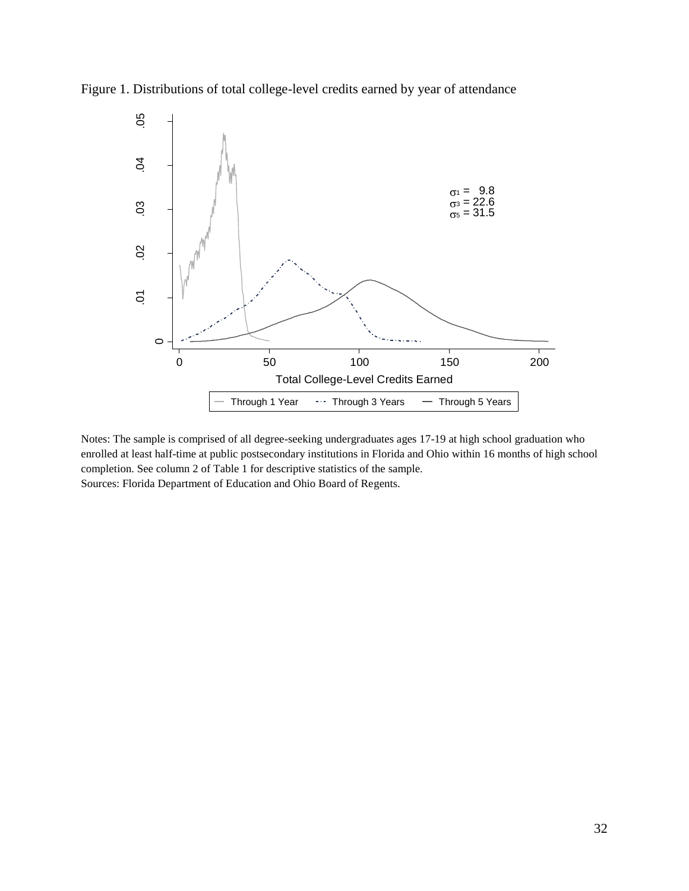Figure 1. Distributions of total college-level credits earned by year of attendance

Notes: The sample is comprised of all degree-seeking undergraduates ages 17-19 at high school graduation who enrolled at least half-time at public postsecondary institutions in Florida and Ohio within 16 months of high school completion. See column 2 of Table 1 for descriptive statistics of the sample.
Sources: Florida Department of Education and Ohio Board of Regents.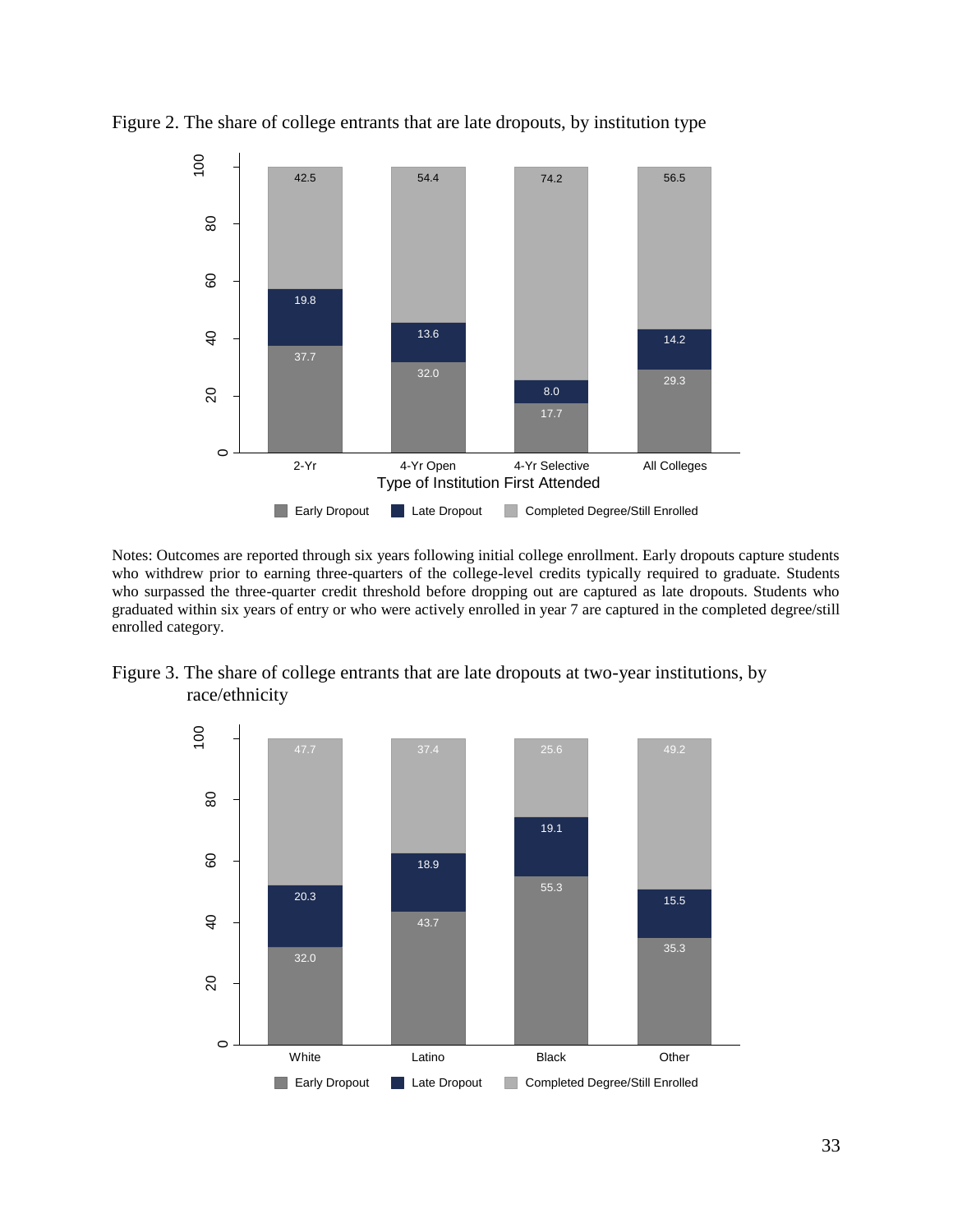Figure 2. The share of college entrants that are late dropouts, by institution type

Notes: Outcomes are reported through six years following initial college enrollment. Early dropouts capture students who withdrew prior to earning three-quarters of the college-level credits typically required to graduate. Students who surpassed the three-quarter credit threshold before dropping out are captured as late dropouts. Students who graduated within six years of entry or who were actively enrolled in year 7 are captured in the completed degree/still enrolled category.

Figure 3. The share of college entrants that are late dropouts at two-year institutions, by race/ethnicity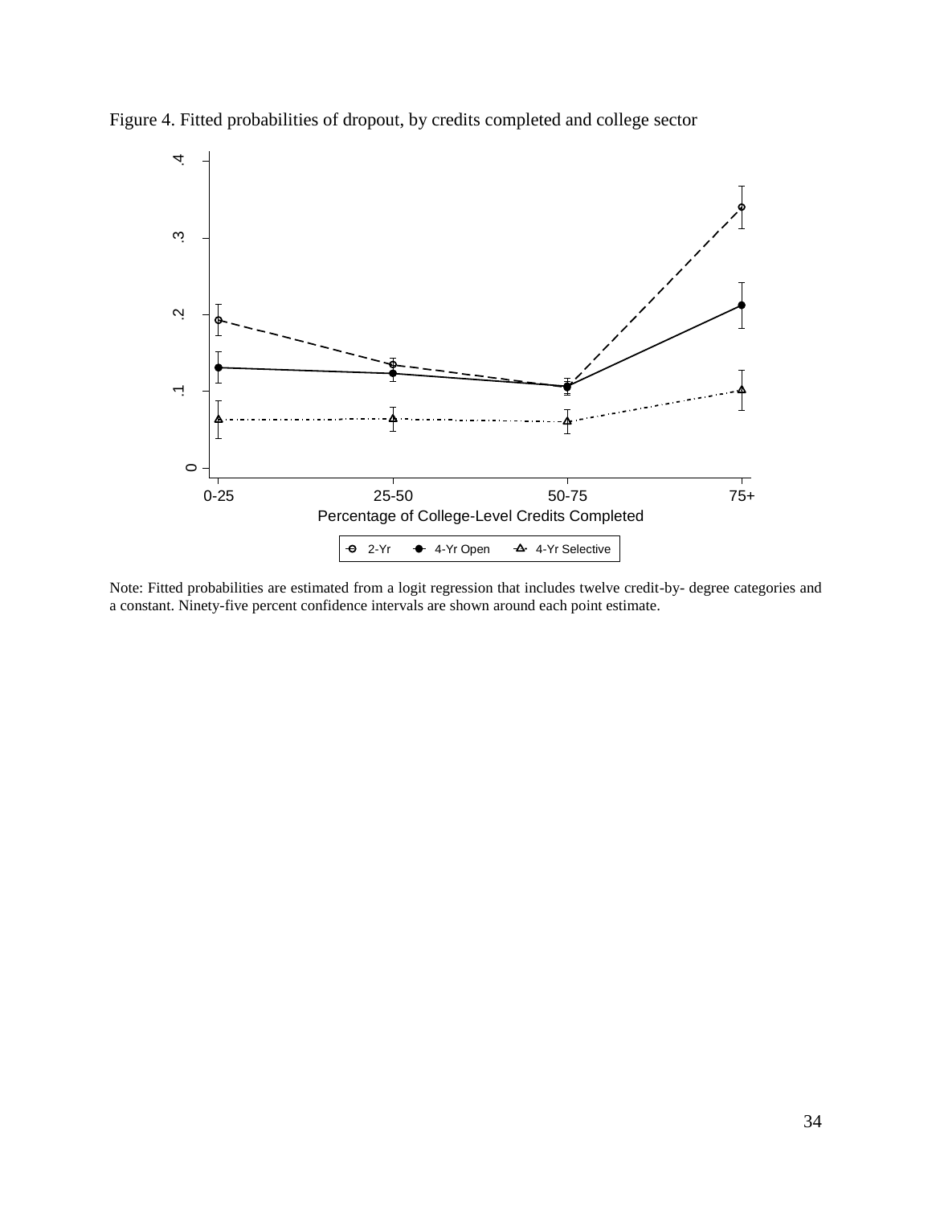Figure 4. Fitted probabilities of dropout, by credits completed and college sector

Note: Fitted probabilities are estimated from a logit regression that includes twelve credit-by- degree categories and a constant. Ninety-five percent confidence intervals are shown around each point estimate.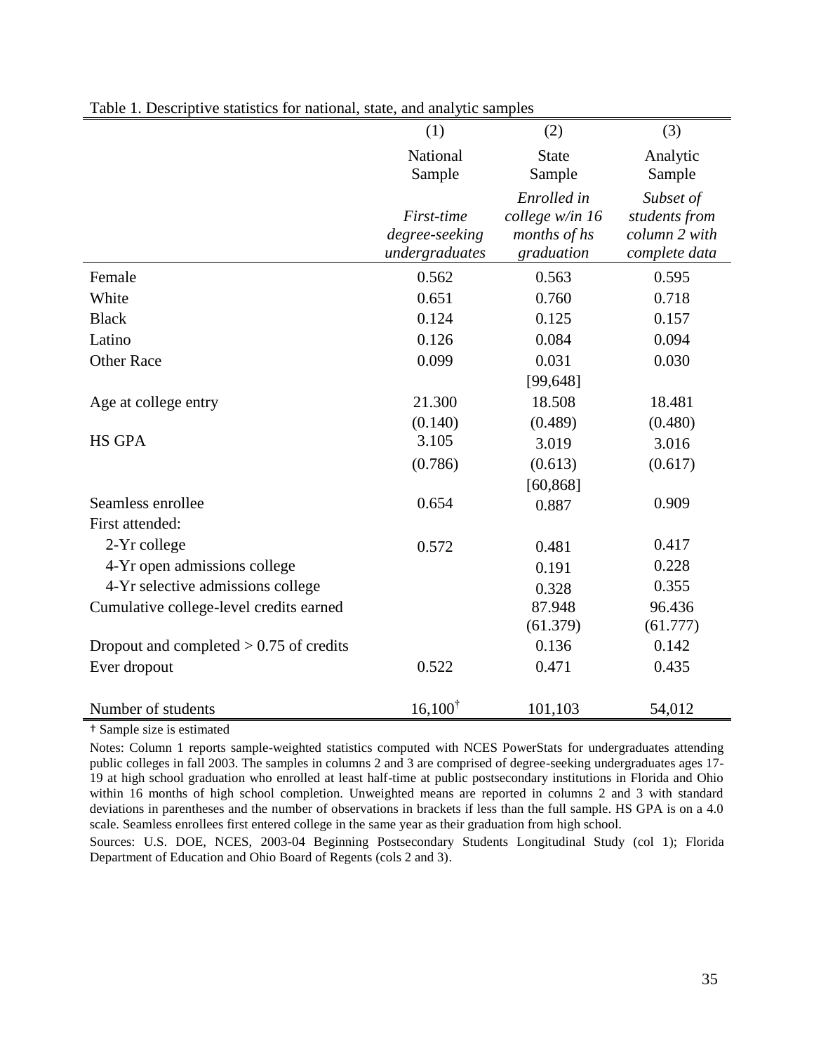Table 1. Descriptive statistics for national, state, and analytic samples

| | (1) | (2) | (3) |
|---|---|---|---|
| | National Sample | State Sample | Analytic Sample |
| | *First-time degree-seeking undergraduates* | *Enrolled in college w/in 16 months of hs graduation* | *Subset of students from column 2 with complete data* |
| Female | 0.562 | 0.563 | 0.595 |
| White | 0.651 | 0.760 | 0.718 |
| Black | 0.124 | 0.125 | 0.157 |
| Latino | 0.126 | 0.084 | 0.094 |
| Other Race | 0.099 | 0.031 | 0.030 |
| | | [99,648] | |
| Age at college entry | 21.300 | 18.508 | 18.481 |
| | (0.140) | (0.489) | (0.480) |
| HS GPA | 3.105 | 3.019 | 3.016 |
| | (0.786) | (0.613) | (0.617) |
| | | [60,868] | |
| Seamless enrollee | 0.654 | 0.887 | 0.909 |
| First attended: | | | |
| 2-Yr college | 0.572 | 0.481 | 0.417 |
| 4-Yr open admissions college | | 0.191 | 0.228 |
| 4-Yr selective admissions college | | 0.328 | 0.355 |
| Cumulative college-level credits earned | | 87.948 | 96.436 |
| | | (61.379) | (61.777) |
| Dropout and completed > 0.75 of credits | | 0.136 | 0.142 |
| Ever dropout | 0.522 | 0.471 | 0.435 |
| Number of students | 16,100[†] | 101,103 | 54,012 |

† Sample size is estimated

Notes: Column 1 reports sample-weighted statistics computed with NCES PowerStats for undergraduates attending public colleges in fall 2003. The samples in columns 2 and 3 are comprised of degree-seeking undergraduates ages 17-19 at high school graduation who enrolled at least half-time at public postsecondary institutions in Florida and Ohio within 16 months of high school completion. Unweighted means are reported in columns 2 and 3 with standard deviations in parentheses and the number of observations in brackets if less than the full sample. HS GPA is on a 4.0 scale. Seamless enrollees first entered college in the same year as their graduation from high school.

Sources: U.S. DOE, NCES, 2003-04 Beginning Postsecondary Students Longitudinal Study (col 1); Florida Department of Education and Ohio Board of Regents (cols 2 and 3).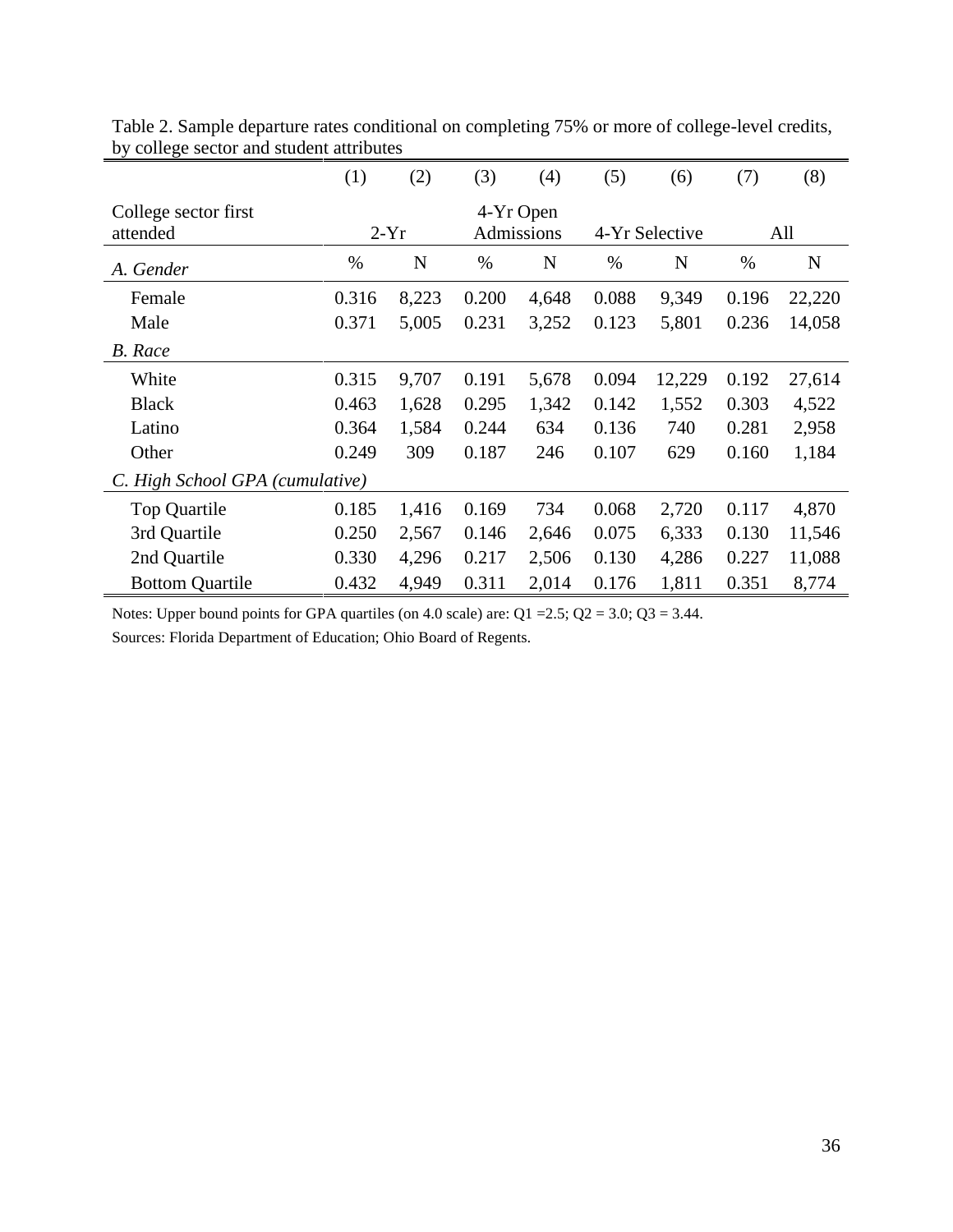Table 2. Sample departure rates conditional on completing 75% or more of college-level credits, by college sector and student attributes

| | (1) | (2) | (3) | (4) | (5) | (6) | (7) | (8) |
|---|---|---|---|---|---|---|---|---|
| College sector first attended | 2-Yr | | 4-Yr Open Admissions | | 4-Yr Selective | | All | |
| *A. Gender* | % | N | % | N | % | N | % | N |
| Female | 0.316 | 8,223 | 0.200 | 4,648 | 0.088 | 9,349 | 0.196 | 22,220 |
| Male | 0.371 | 5,005 | 0.231 | 3,252 | 0.123 | 5,801 | 0.236 | 14,058 |
| *B. Race* | | | | | | | | |
| White | 0.315 | 9,707 | 0.191 | 5,678 | 0.094 | 12,229 | 0.192 | 27,614 |
| Black | 0.463 | 1,628 | 0.295 | 1,342 | 0.142 | 1,552 | 0.303 | 4,522 |
| Latino | 0.364 | 1,584 | 0.244 | 634 | 0.136 | 740 | 0.281 | 2,958 |
| Other | 0.249 | 309 | 0.187 | 246 | 0.107 | 629 | 0.160 | 1,184 |
| *C. High School GPA (cumulative)* | | | | | | | | |
| Top Quartile | 0.185 | 1,416 | 0.169 | 734 | 0.068 | 2,720 | 0.117 | 4,870 |
| 3rd Quartile | 0.250 | 2,567 | 0.146 | 2,646 | 0.075 | 6,333 | 0.130 | 11,546 |
| 2nd Quartile | 0.330 | 4,296 | 0.217 | 2,506 | 0.130 | 4,286 | 0.227 | 11,088 |
| Bottom Quartile | 0.432 | 4,949 | 0.311 | 2,014 | 0.176 | 1,811 | 0.351 | 8,774 |

Notes: Upper bound points for GPA quartiles (on 4.0 scale) are: Q1 =2.5; Q2 = 3.0; Q3 = 3.44.

Sources: Florida Department of Education; Ohio Board of Regents.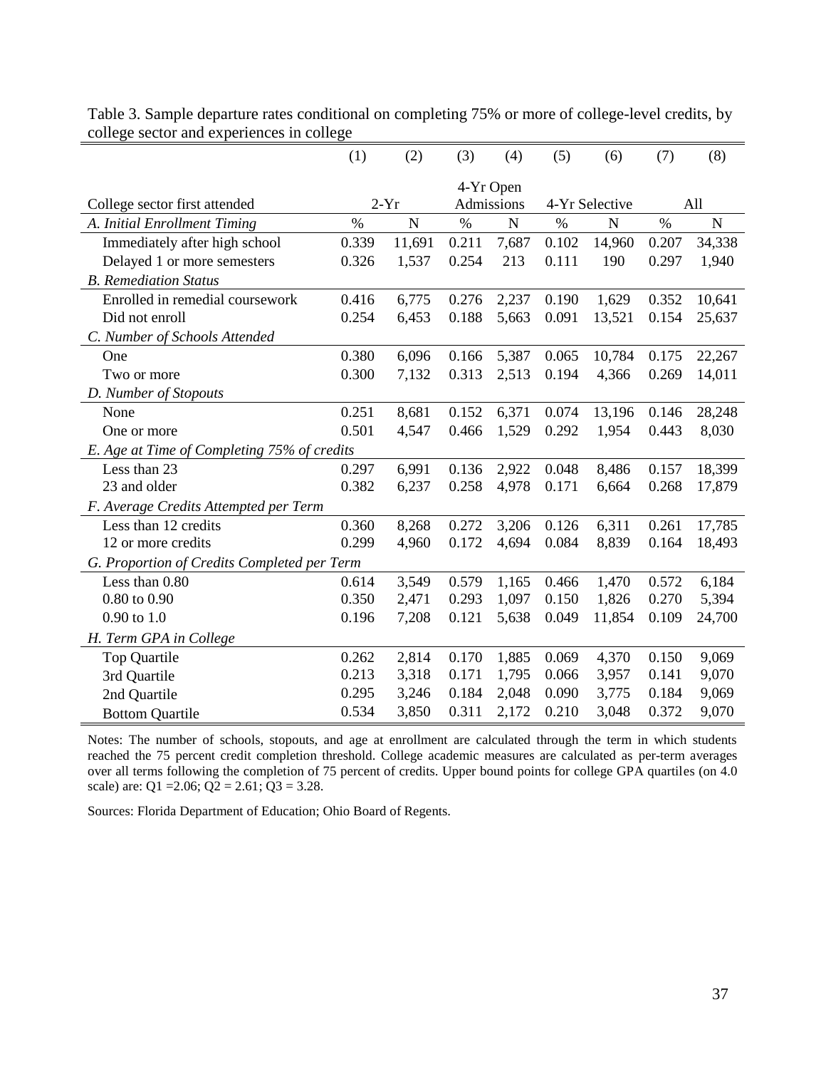Table 3. Sample departure rates conditional on completing 75% or more of college-level credits, by college sector and experiences in college

| | (1) | (2) | (3) | (4) | (5) | (6) | (7) | (8) |
|---|---|---|---|---|---|---|---|---|
| College sector first attended | 2-Yr | | 4-Yr Open Admissions | | 4-Yr Selective | | All | |
| *A. Initial Enrollment Timing* | % | N | % | N | % | N | % | N |
| Immediately after high school | 0.339 | 11,691 | 0.211 | 7,687 | 0.102 | 14,960 | 0.207 | 34,338 |
| Delayed 1 or more semesters | 0.326 | 1,537 | 0.254 | 213 | 0.111 | 190 | 0.297 | 1,940 |
| *B. Remediation Status* | | | | | | | | |
| Enrolled in remedial coursework | 0.416 | 6,775 | 0.276 | 2,237 | 0.190 | 1,629 | 0.352 | 10,641 |
| Did not enroll | 0.254 | 6,453 | 0.188 | 5,663 | 0.091 | 13,521 | 0.154 | 25,637 |
| *C. Number of Schools Attended* | | | | | | | | |
| One | 0.380 | 6,096 | 0.166 | 5,387 | 0.065 | 10,784 | 0.175 | 22,267 |
| Two or more | 0.300 | 7,132 | 0.313 | 2,513 | 0.194 | 4,366 | 0.269 | 14,011 |
| *D. Number of Stopouts* | | | | | | | | |
| None | 0.251 | 8,681 | 0.152 | 6,371 | 0.074 | 13,196 | 0.146 | 28,248 |
| One or more | 0.501 | 4,547 | 0.466 | 1,529 | 0.292 | 1,954 | 0.443 | 8,030 |
| *E. Age at Time of Completing 75% of credits* | | | | | | | | |
| Less than 23 | 0.297 | 6,991 | 0.136 | 2,922 | 0.048 | 8,486 | 0.157 | 18,399 |
| 23 and older | 0.382 | 6,237 | 0.258 | 4,978 | 0.171 | 6,664 | 0.268 | 17,879 |
| *F. Average Credits Attempted per Term* | | | | | | | | |
| Less than 12 credits | 0.360 | 8,268 | 0.272 | 3,206 | 0.126 | 6,311 | 0.261 | 17,785 |
| 12 or more credits | 0.299 | 4,960 | 0.172 | 4,694 | 0.084 | 8,839 | 0.164 | 18,493 |
| *G. Proportion of Credits Completed per Term* | | | | | | | | |
| Less than 0.80 | 0.614 | 3,549 | 0.579 | 1,165 | 0.466 | 1,470 | 0.572 | 6,184 |
| 0.80 to 0.90 | 0.350 | 2,471 | 0.293 | 1,097 | 0.150 | 1,826 | 0.270 | 5,394 |
| 0.90 to 1.0 | 0.196 | 7,208 | 0.121 | 5,638 | 0.049 | 11,854 | 0.109 | 24,700 |
| *H. Term GPA in College* | | | | | | | | |
| Top Quartile | 0.262 | 2,814 | 0.170 | 1,885 | 0.069 | 4,370 | 0.150 | 9,069 |
| 3rd Quartile | 0.213 | 3,318 | 0.171 | 1,795 | 0.066 | 3,957 | 0.141 | 9,070 |
| 2nd Quartile | 0.295 | 3,246 | 0.184 | 2,048 | 0.090 | 3,775 | 0.184 | 9,069 |
| Bottom Quartile | 0.534 | 3,850 | 0.311 | 2,172 | 0.210 | 3,048 | 0.372 | 9,070 |

Notes: The number of schools, stopouts, and age at enrollment are calculated through the term in which students reached the 75 percent credit completion threshold. College academic measures are calculated as per-term averages over all terms following the completion of 75 percent of credits. Upper bound points for college GPA quartiles (on 4.0 scale) are: Q1 =2.06; Q2 = 2.61; Q3 = 3.28.

Sources: Florida Department of Education; Ohio Board of Regents.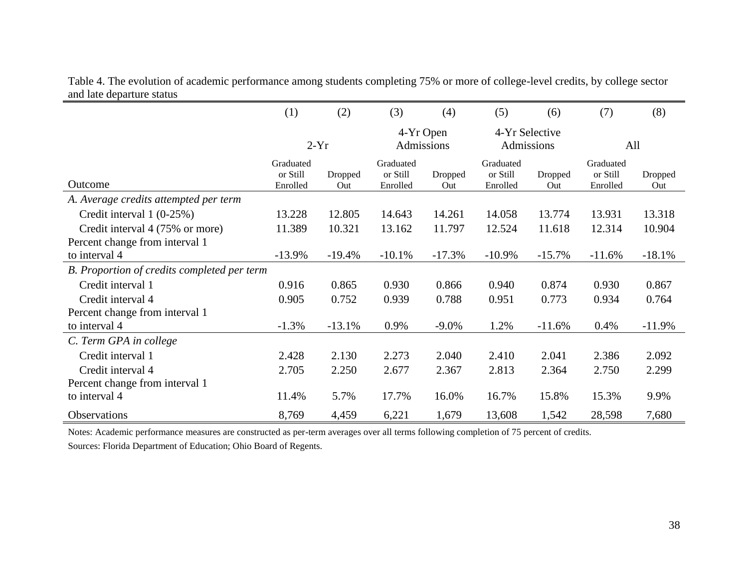Table 4. The evolution of academic performance among students completing 75% or more of college-level credits, by college sector and late departure status

| | (1) | (2) | (3) | (4) | (5) | (6) | (7) | (8) |
|---|---|---|---|---|---|---|---|---|
| | 2-Yr | | 4-Yr Open Admissions | | 4-Yr Selective Admissions | | All | |
| Outcome | Graduated or Still Enrolled | Dropped Out | Graduated or Still Enrolled | Dropped Out | Graduated or Still Enrolled | Dropped Out | Graduated or Still Enrolled | Dropped Out |
| *A. Average credits attempted per term* | | | | | | | | |
| Credit interval 1 (0-25%) | 13.228 | 12.805 | 14.643 | 14.261 | 14.058 | 13.774 | 13.931 | 13.318 |
| Credit interval 4 (75% or more) | 11.389 | 10.321 | 13.162 | 11.797 | 12.524 | 11.618 | 12.314 | 10.904 |
| Percent change from interval 1 to interval 4 | -13.9% | -19.4% | -10.1% | -17.3% | -10.9% | -15.7% | -11.6% | -18.1% |
| *B. Proportion of credits completed per term* | | | | | | | | |
| Credit interval 1 | 0.916 | 0.865 | 0.930 | 0.866 | 0.940 | 0.874 | 0.930 | 0.867 |
| Credit interval 4 | 0.905 | 0.752 | 0.939 | 0.788 | 0.951 | 0.773 | 0.934 | 0.764 |
| Percent change from interval 1 to interval 4 | -1.3% | -13.1% | 0.9% | -9.0% | 1.2% | -11.6% | 0.4% | -11.9% |
| *C. Term GPA in college* | | | | | | | | |
| Credit interval 1 | 2.428 | 2.130 | 2.273 | 2.040 | 2.410 | 2.041 | 2.386 | 2.092 |
| Credit interval 4 | 2.705 | 2.250 | 2.677 | 2.367 | 2.813 | 2.364 | 2.750 | 2.299 |
| Percent change from interval 1 to interval 4 | 11.4% | 5.7% | 17.7% | 16.0% | 16.7% | 15.8% | 15.3% | 9.9% |
| Observations | 8,769 | 4,459 | 6,221 | 1,679 | 13,608 | 1,542 | 28,598 | 7,680 |

Notes: Academic performance measures are constructed as per-term averages over all terms following completion of 75 percent of credits.

Sources: Florida Department of Education; Ohio Board of Regents.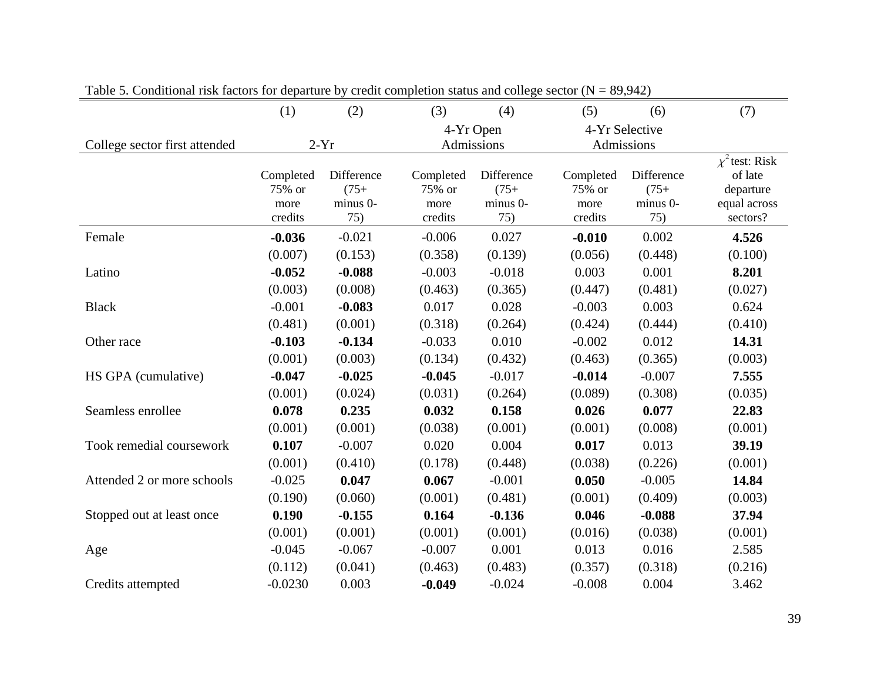Table 5. Conditional risk factors for departure by credit completion status and college sector (N = 89,942)

| | (1) | (2) | (3) | (4) | (5) | (6) | (7) |
|---|---|---|---|---|---|---|---|
| College sector first attended | 2-Yr | | 4-Yr Open Admissions | | 4-Yr Selective Admissions | | |
| | Completed 75% or more credits | Difference (75+ minus 0-75) | Completed 75% or more credits | Difference (75+ minus 0-75) | Completed 75% or more credits | Difference (75+ minus 0-75) | $\chi^2$ test: Risk of late departure equal across sectors? |
| Female | **-0.036** | -0.021 | -0.006 | 0.027 | **-0.010** | 0.002 | **4.526** |
| | (0.007) | (0.153) | (0.358) | (0.139) | (0.056) | (0.448) | (0.100) |
| Latino | **-0.052** | **-0.088** | -0.003 | -0.018 | 0.003 | 0.001 | **8.201** |
| | (0.003) | (0.008) | (0.463) | (0.365) | (0.447) | (0.481) | (0.027) |
| Black | -0.001 | **-0.083** | 0.017 | 0.028 | -0.003 | 0.003 | 0.624 |
| | (0.481) | (0.001) | (0.318) | (0.264) | (0.424) | (0.444) | (0.410) |
| Other race | **-0.103** | **-0.134** | -0.033 | 0.010 | -0.002 | 0.012 | **14.31** |
| | (0.001) | (0.003) | (0.134) | (0.432) | (0.463) | (0.365) | (0.003) |
| HS GPA (cumulative) | **-0.047** | **-0.025** | **-0.045** | -0.017 | **-0.014** | -0.007 | **7.555** |
| | (0.001) | (0.024) | (0.031) | (0.264) | (0.089) | (0.308) | (0.035) |
| Seamless enrollee | **0.078** | **0.235** | **0.032** | **0.158** | **0.026** | **0.077** | **22.83** |
| | (0.001) | (0.001) | (0.038) | (0.001) | (0.001) | (0.008) | (0.001) |
| Took remedial coursework | **0.107** | -0.007 | 0.020 | 0.004 | **0.017** | 0.013 | **39.19** |
| | (0.001) | (0.410) | (0.178) | (0.448) | (0.038) | (0.226) | (0.001) |
| Attended 2 or more schools | -0.025 | **0.047** | **0.067** | -0.001 | **0.050** | -0.005 | **14.84** |
| | (0.190) | (0.060) | (0.001) | (0.481) | (0.001) | (0.409) | (0.003) |
| Stopped out at least once | **0.190** | **-0.155** | **0.164** | **-0.136** | **0.046** | **-0.088** | **37.94** |
| | (0.001) | (0.001) | (0.001) | (0.001) | (0.016) | (0.038) | (0.001) |
| Age | -0.045 | -0.067 | -0.007 | 0.001 | 0.013 | 0.016 | 2.585 |
| | (0.112) | (0.041) | (0.463) | (0.483) | (0.357) | (0.318) | (0.216) |
| Credits attempted | -0.0230 | 0.003 | **-0.049** | -0.024 | -0.008 | 0.004 | 3.462 |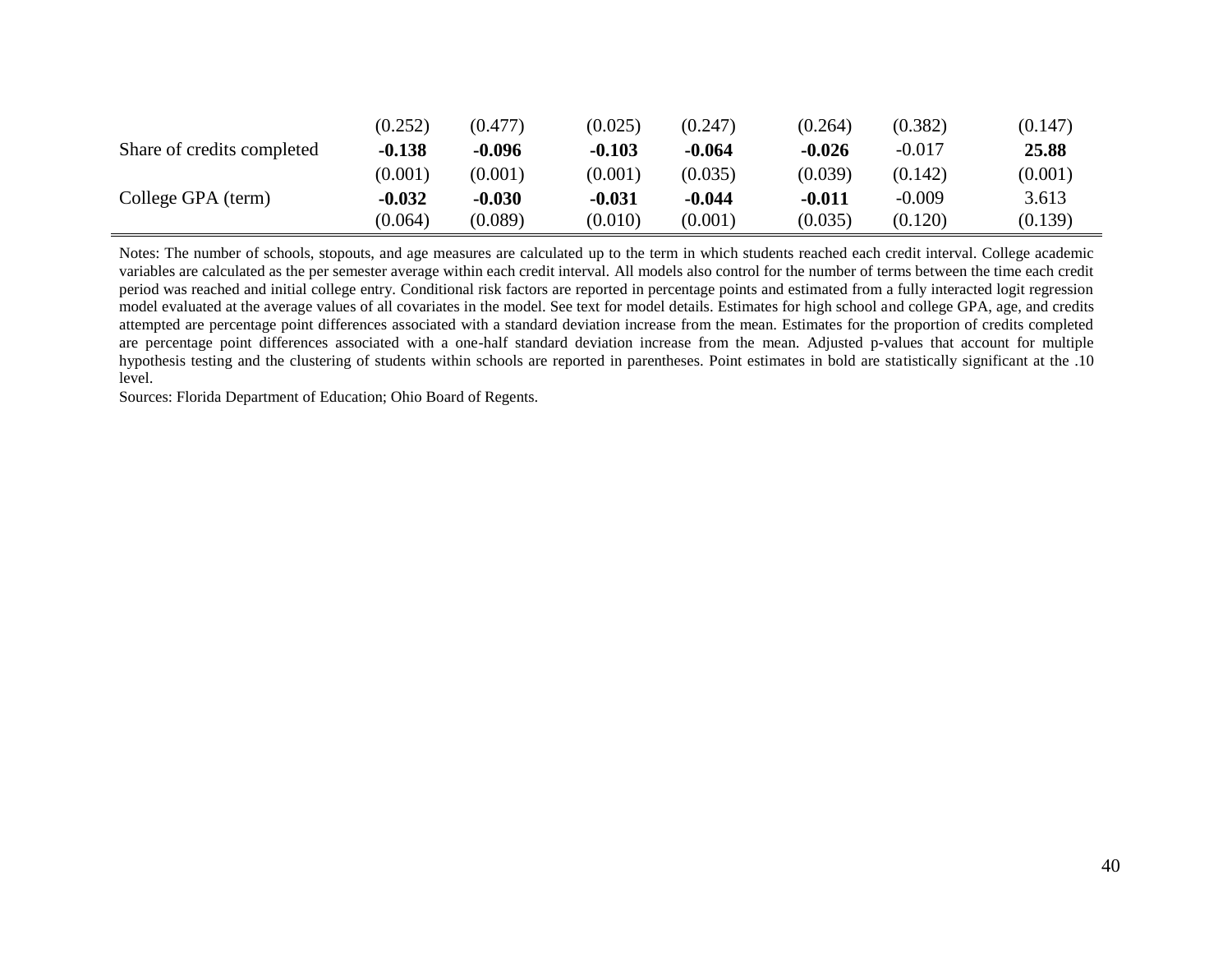| | | | | | | | |
|---|---|---|---|---|---|---|---|
| | (0.252) | (0.477) | (0.025) | (0.247) | (0.264) | (0.382) | (0.147) |
| Share of credits completed | **-0.138** | **-0.096** | **-0.103** | **-0.064** | **-0.026** | -0.017 | **25.88** |
| | (0.001) | (0.001) | (0.001) | (0.035) | (0.039) | (0.142) | (0.001) |
| College GPA (term) | **-0.032** | **-0.030** | **-0.031** | **-0.044** | **-0.011** | -0.009 | 3.613 |
| | (0.064) | (0.089) | (0.010) | (0.001) | (0.035) | (0.120) | (0.139) |

Notes: The number of schools, stopouts, and age measures are calculated up to the term in which students reached each credit interval. College academic variables are calculated as the per semester average within each credit interval. All models also control for the number of terms between the time each credit period was reached and initial college entry. Conditional risk factors are reported in percentage points and estimated from a fully interacted logit regression model evaluated at the average values of all covariates in the model. See text for model details. Estimates for high school and college GPA, age, and credits attempted are percentage point differences associated with a standard deviation increase from the mean. Estimates for the proportion of credits completed are percentage point differences associated with a one-half standard deviation increase from the mean. Adjusted p-values that account for multiple hypothesis testing and the clustering of students within schools are reported in parentheses. Point estimates in bold are statistically significant at the .10 level.

Sources: Florida Department of Education; Ohio Board of Regents.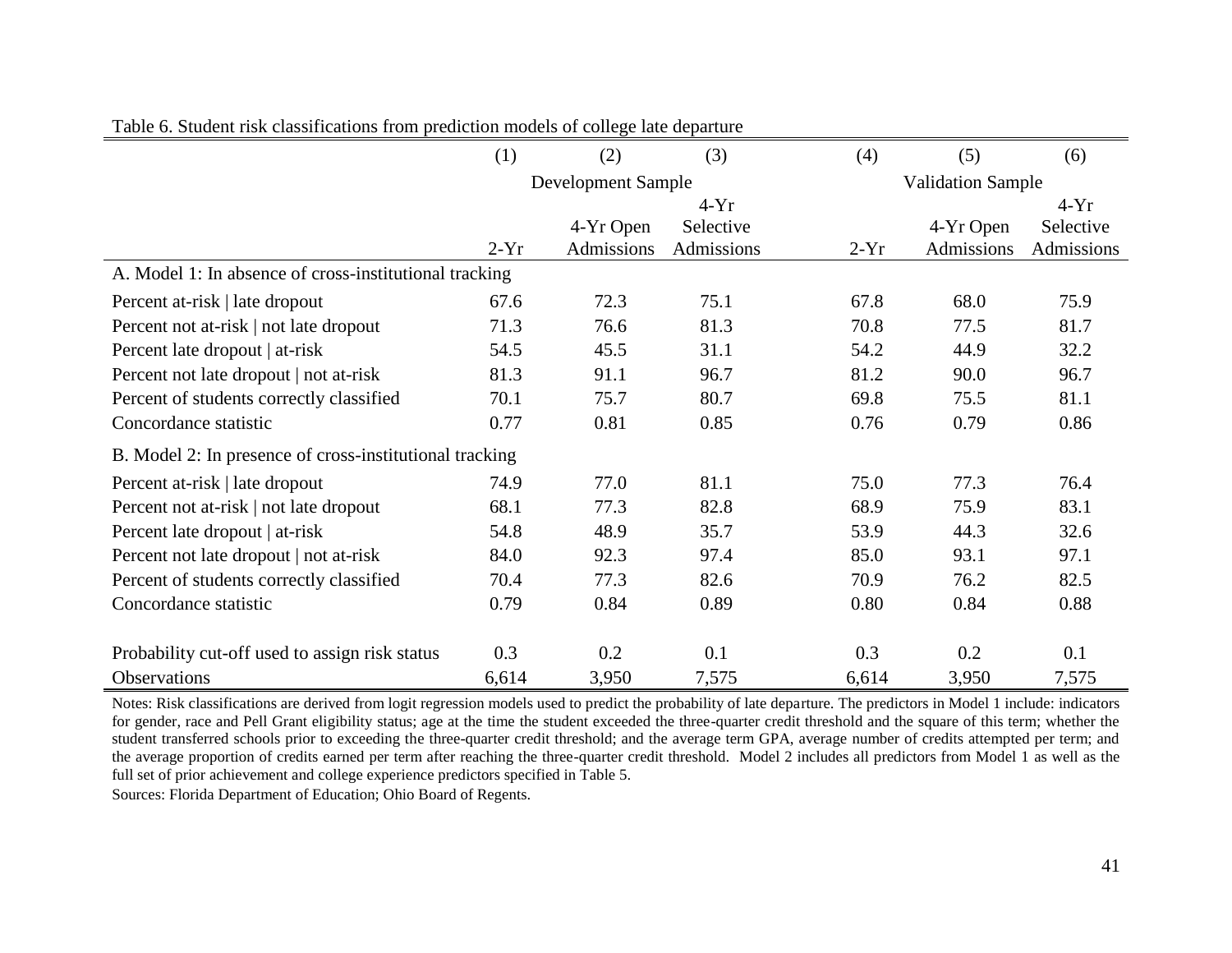Table 6. Student risk classifications from prediction models of college late departure

| | (1) | (2) | (3) | (4) | (5) | (6) |
|---|---|---|---|---|---|---|
| | Development Sample | | | Validation Sample | | |
| | 2-Yr | 4-Yr Open Admissions | 4-Yr Selective Admissions | 2-Yr | 4-Yr Open Admissions | 4-Yr Selective Admissions |
| A. Model 1: In absence of cross-institutional tracking | | | | | | |
| Percent at-risk \| late dropout | 67.6 | 72.3 | 75.1 | 67.8 | 68.0 | 75.9 |
| Percent not at-risk \| not late dropout | 71.3 | 76.6 | 81.3 | 70.8 | 77.5 | 81.7 |
| Percent late dropout \| at-risk | 54.5 | 45.5 | 31.1 | 54.2 | 44.9 | 32.2 |
| Percent not late dropout \| not at-risk | 81.3 | 91.1 | 96.7 | 81.2 | 90.0 | 96.7 |
| Percent of students correctly classified | 70.1 | 75.7 | 80.7 | 69.8 | 75.5 | 81.1 |
| Concordance statistic | 0.77 | 0.81 | 0.85 | 0.76 | 0.79 | 0.86 |
| B. Model 2: In presence of cross-institutional tracking | | | | | | |
| Percent at-risk \| late dropout | 74.9 | 77.0 | 81.1 | 75.0 | 77.3 | 76.4 |
| Percent not at-risk \| not late dropout | 68.1 | 77.3 | 82.8 | 68.9 | 75.9 | 83.1 |
| Percent late dropout \| at-risk | 54.8 | 48.9 | 35.7 | 53.9 | 44.3 | 32.6 |
| Percent not late dropout \| not at-risk | 84.0 | 92.3 | 97.4 | 85.0 | 93.1 | 97.1 |
| Percent of students correctly classified | 70.4 | 77.3 | 82.6 | 70.9 | 76.2 | 82.5 |
| Concordance statistic | 0.79 | 0.84 | 0.89 | 0.80 | 0.84 | 0.88 |
| Probability cut-off used to assign risk status | 0.3 | 0.2 | 0.1 | 0.3 | 0.2 | 0.1 |
| Observations | 6,614 | 3,950 | 7,575 | 6,614 | 3,950 | 7,575 |

Notes: Risk classifications are derived from logit regression models used to predict the probability of late departure. The predictors in Model 1 include: indicators for gender, race and Pell Grant eligibility status; age at the time the student exceeded the three-quarter credit threshold and the square of this term; whether the student transferred schools prior to exceeding the three-quarter credit threshold; and the average term GPA, average number of credits attempted per term; and the average proportion of credits earned per term after reaching the three-quarter credit threshold. Model 2 includes all predictors from Model 1 as well as the full set of prior achievement and college experience predictors specified in Table 5.

Sources: Florida Department of Education; Ohio Board of Regents.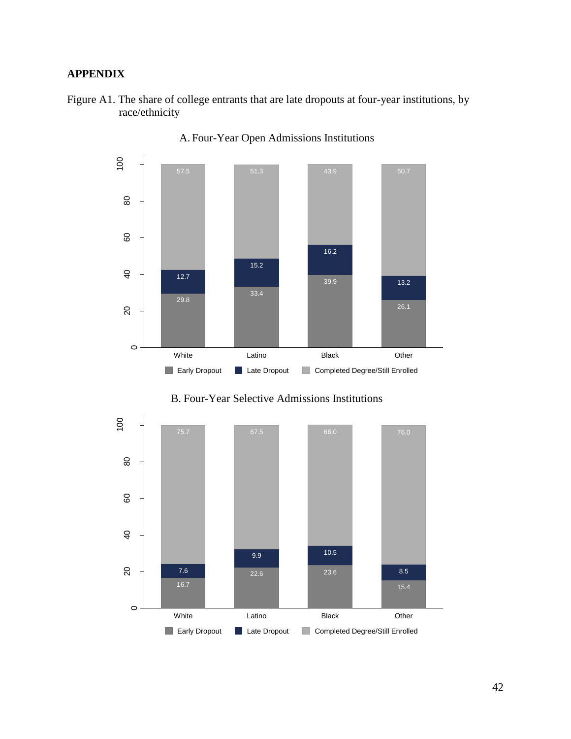## APPENDIX

Figure A1. The share of college entrants that are late dropouts at four-year institutions, by race/ethnicity

A. Four-Year Open Admissions Institutions

| | White | Latino | Black | Other |
|---|---|---|---|---|
| Early Dropout | 29.8 | 33.4 | 39.9 | 26.1 |
| Late Dropout | 12.7 | 15.2 | 16.2 | 13.2 |
| Completed Degree/Still Enrolled | 57.5 | 51.3 | 43.9 | 60.7 |

B. Four-Year Selective Admissions Institutions

| | White | Latino | Black | Other |
|---|---|---|---|---|
| Early Dropout | 16.7 | 22.6 | 23.6 | 15.4 |
| Late Dropout | 7.6 | 9.9 | 10.5 | 8.5 |
| Completed Degree/Still Enrolled | 75.7 | 67.5 | 66.0 | 76.0 |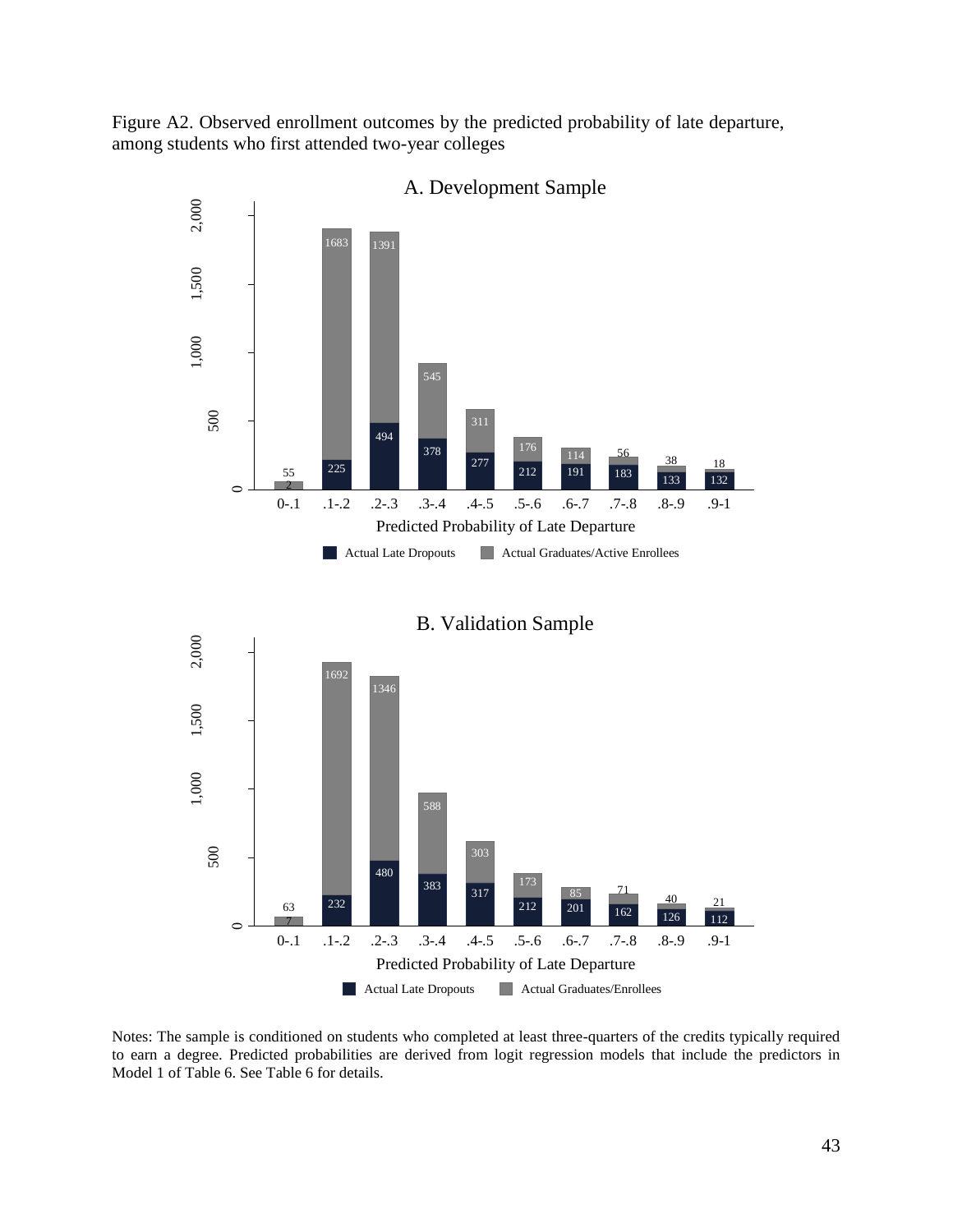Figure A2. Observed enrollment outcomes by the predicted probability of late departure, among students who first attended two-year colleges

A. Development Sample

| Predicted Probability of Late Departure | Actual Late Dropouts | Actual Graduates/Active Enrollees |
|---|---|---|
| 0-.1 | 2 | 55 |
| .1-.2 | 225 | 1683 |
| .2-.3 | 494 | 1391 |
| .3-.4 | 378 | 545 |
| .4-.5 | 277 | 311 |
| .5-.6 | 212 | 176 |
| .6-.7 | 191 | 114 |
| .7-.8 | 183 | 56 |
| .8-.9 | 133 | 38 |
| .9-1 | 132 | 18 |

B. Validation Sample

| Predicted Probability of Late Departure | Actual Late Dropouts | Actual Graduates/Enrollees |
|---|---|---|
| 0-.1 | 7 | 63 |
| .1-.2 | 232 | 1692 |
| .2-.3 | 480 | 1346 |
| .3-.4 | 383 | 588 |
| .4-.5 | 317 | 303 |
| .5-.6 | 212 | 173 |
| .6-.7 | 201 | 85 |
| .7-.8 | 162 | 71 |
| .8-.9 | 126 | 40 |
| .9-1 | 112 | 21 |

Notes: The sample is conditioned on students who completed at least three-quarters of the credits typically required to earn a degree. Predicted probabilities are derived from logit regression models that include the predictors in Model 1 of Table 6. See Table 6 for details.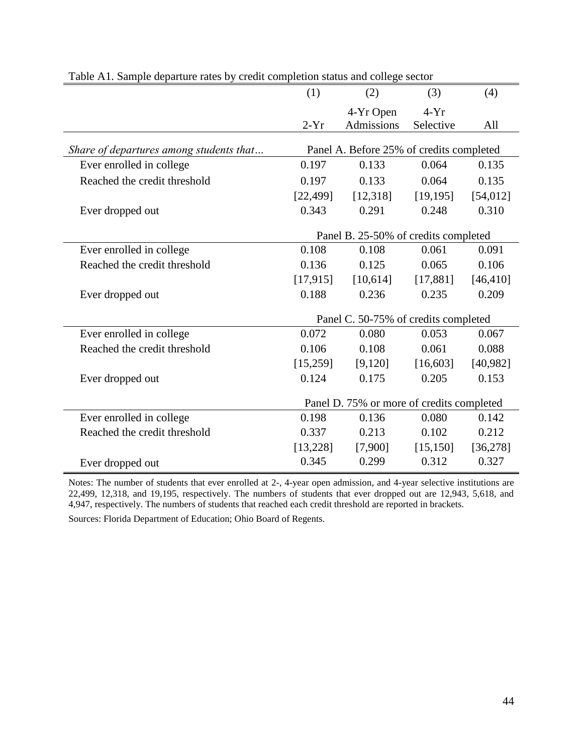Table A1. Sample departure rates by credit completion status and college sector

| | (1) | (2) | (3) | (4) |
|---|---|---|---|---|
| | 2-Yr | 4-Yr Open Admissions | 4-Yr Selective | All |
| *Share of departures among students that…* | Panel A. Before 25% of credits completed | | | |
| Ever enrolled in college | 0.197 | 0.133 | 0.064 | 0.135 |
| Reached the credit threshold | 0.197 | 0.133 | 0.064 | 0.135 |
| | [22,499] | [12,318] | [19,195] | [54,012] |
| Ever dropped out | 0.343 | 0.291 | 0.248 | 0.310 |
| | Panel B. 25-50% of credits completed | | | |
| Ever enrolled in college | 0.108 | 0.108 | 0.061 | 0.091 |
| Reached the credit threshold | 0.136 | 0.125 | 0.065 | 0.106 |
| | [17,915] | [10,614] | [17,881] | [46,410] |
| Ever dropped out | 0.188 | 0.236 | 0.235 | 0.209 |
| | Panel C. 50-75% of credits completed | | | |
| Ever enrolled in college | 0.072 | 0.080 | 0.053 | 0.067 |
| Reached the credit threshold | 0.106 | 0.108 | 0.061 | 0.088 |
| | [15,259] | [9,120] | [16,603] | [40,982] |
| Ever dropped out | 0.124 | 0.175 | 0.205 | 0.153 |
| | Panel D. 75% or more of credits completed | | | |
| Ever enrolled in college | 0.198 | 0.136 | 0.080 | 0.142 |
| Reached the credit threshold | 0.337 | 0.213 | 0.102 | 0.212 |
| | [13,228] | [7,900] | [15,150] | [36,278] |
| Ever dropped out | 0.345 | 0.299 | 0.312 | 0.327 |

Notes: The number of students that ever enrolled at 2-, 4-year open admission, and 4-year selective institutions are 22,499, 12,318, and 19,195, respectively. The numbers of students that ever dropped out are 12,943, 5,618, and 4,947, respectively. The numbers of students that reached each credit threshold are reported in brackets.

Sources: Florida Department of Education; Ohio Board of Regents.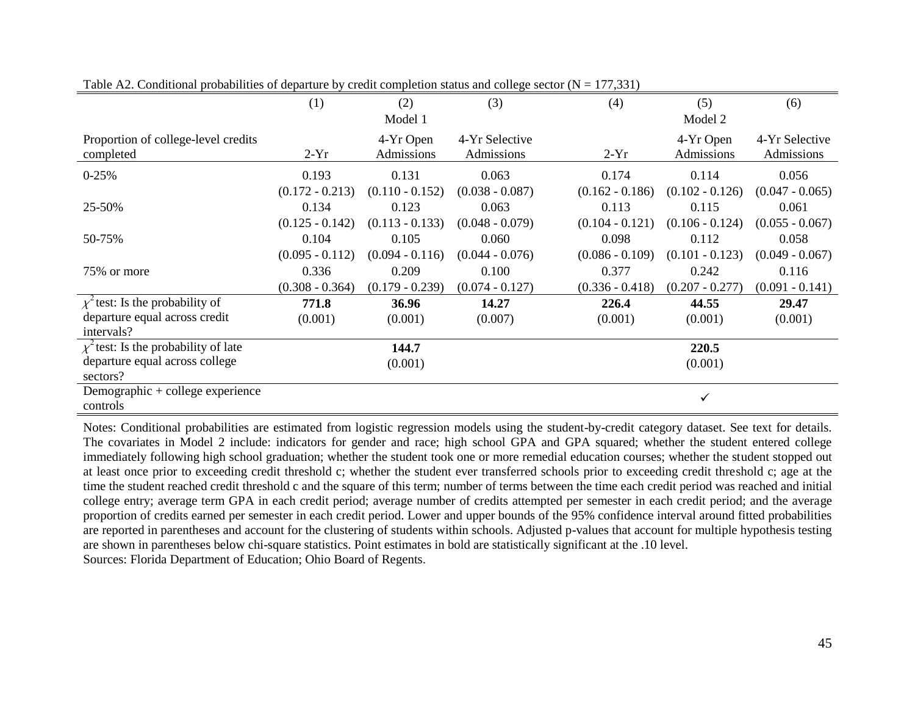Table A2. Conditional probabilities of departure by credit completion status and college sector (N = 177,331)

| | (1) | (2) | (3) | (4) | (5) | (6) |
|---|---|---|---|---|---|---|
| | | Model 1 | | | Model 2 | |
| Proportion of college-level credits completed | 2-Yr | 4-Yr Open Admissions | 4-Yr Selective Admissions | 2-Yr | 4-Yr Open Admissions | 4-Yr Selective Admissions |
| 0-25% | 0.193 | 0.131 | 0.063 | 0.174 | 0.114 | 0.056 |
| | (0.172 - 0.213) | (0.110 - 0.152) | (0.038 - 0.087) | (0.162 - 0.186) | (0.102 - 0.126) | (0.047 - 0.065) |
| 25-50% | 0.134 | 0.123 | 0.063 | 0.113 | 0.115 | 0.061 |
| | (0.125 - 0.142) | (0.113 - 0.133) | (0.048 - 0.079) | (0.104 - 0.121) | (0.106 - 0.124) | (0.055 - 0.067) |
| 50-75% | 0.104 | 0.105 | 0.060 | 0.098 | 0.112 | 0.058 |
| | (0.095 - 0.112) | (0.094 - 0.116) | (0.044 - 0.076) | (0.086 - 0.109) | (0.101 - 0.123) | (0.049 - 0.067) |
| 75% or more | 0.336 | 0.209 | 0.100 | 0.377 | 0.242 | 0.116 |
| | (0.308 - 0.364) | (0.179 - 0.239) | (0.074 - 0.127) | (0.336 - 0.418) | (0.207 - 0.277) | (0.091 - 0.141) |
| $\chi^2$ test: Is the probability of departure equal across credit intervals? | **771.8** | **36.96** | **14.27** | **226.4** | **44.55** | **29.47** |
| | (0.001) | (0.001) | (0.007) | (0.001) | (0.001) | (0.001) |
| $\chi^2$ test: Is the probability of late departure equal across college sectors? | | **144.7** | | | **220.5** | |
| | | (0.001) | | | (0.001) | |
| Demographic + college experience controls | | | | | ✓ | |

Notes: Conditional probabilities are estimated from logistic regression models using the student-by-credit category dataset. See text for details. The covariates in Model 2 include: indicators for gender and race; high school GPA and GPA squared; whether the student entered college immediately following high school graduation; whether the student took one or more remedial education courses; whether the student stopped out at least once prior to exceeding credit threshold c; whether the student ever transferred schools prior to exceeding credit threshold c; age at the time the student reached credit threshold c and the square of this term; number of terms between the time each credit period was reached and initial college entry; average term GPA in each credit period; average number of credits attempted per semester in each credit period; and the average proportion of credits earned per semester in each credit period. Lower and upper bounds of the 95% confidence interval around fitted probabilities are reported in parentheses and account for the clustering of students within schools. Adjusted p-values that account for multiple hypothesis testing are shown in parentheses below chi-square statistics. Point estimates in bold are statistically significant at the .10 level.

Sources: Florida Department of Education; Ohio Board of Regents.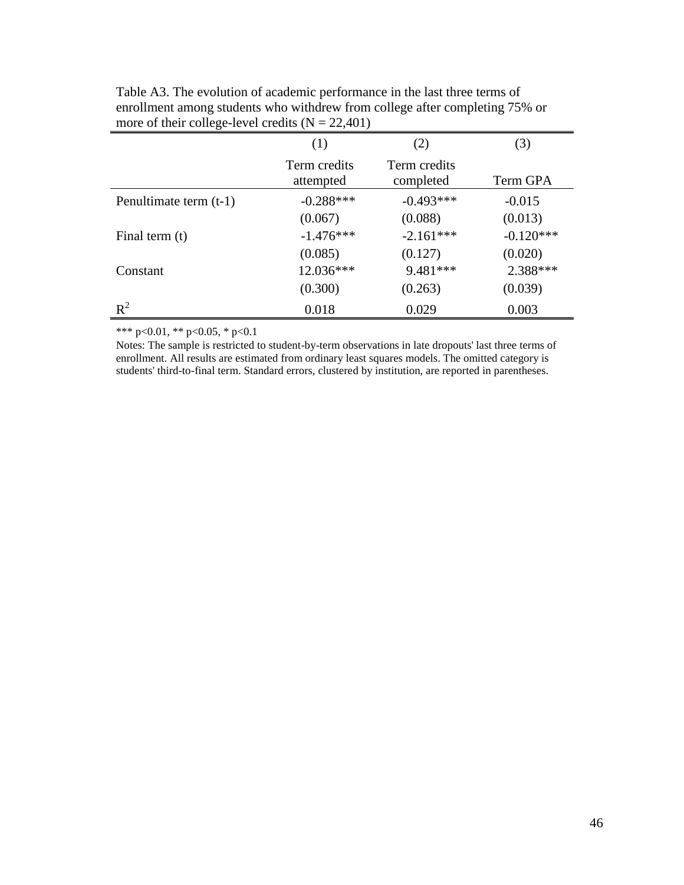Table A3. The evolution of academic performance in the last three terms of enrollment among students who withdrew from college after completing 75% or more of their college-level credits (N = 22,401)

| | (1) | (2) | (3) |
|---|---|---|---|
| | Term credits attempted | Term credits completed | Term GPA |
| Penultimate term (t-1) | -0.288*** | -0.493*** | -0.015 |
| | (0.067) | (0.088) | (0.013) |
| Final term (t) | -1.476*** | -2.161*** | -0.120*** |
| | (0.085) | (0.127) | (0.020) |
| Constant | 12.036*** | 9.481*** | 2.388*** |
| | (0.300) | (0.263) | (0.039) |
| $R^2$ | 0.018 | 0.029 | 0.003 |

*** p<0.01, ** p<0.05, * p<0.1

Notes: The sample is restricted to student-by-term observations in late dropouts' last three terms of enrollment. All results are estimated from ordinary least squares models. The omitted category is students' third-to-final term. Standard errors, clustered by institution, are reported in parentheses.